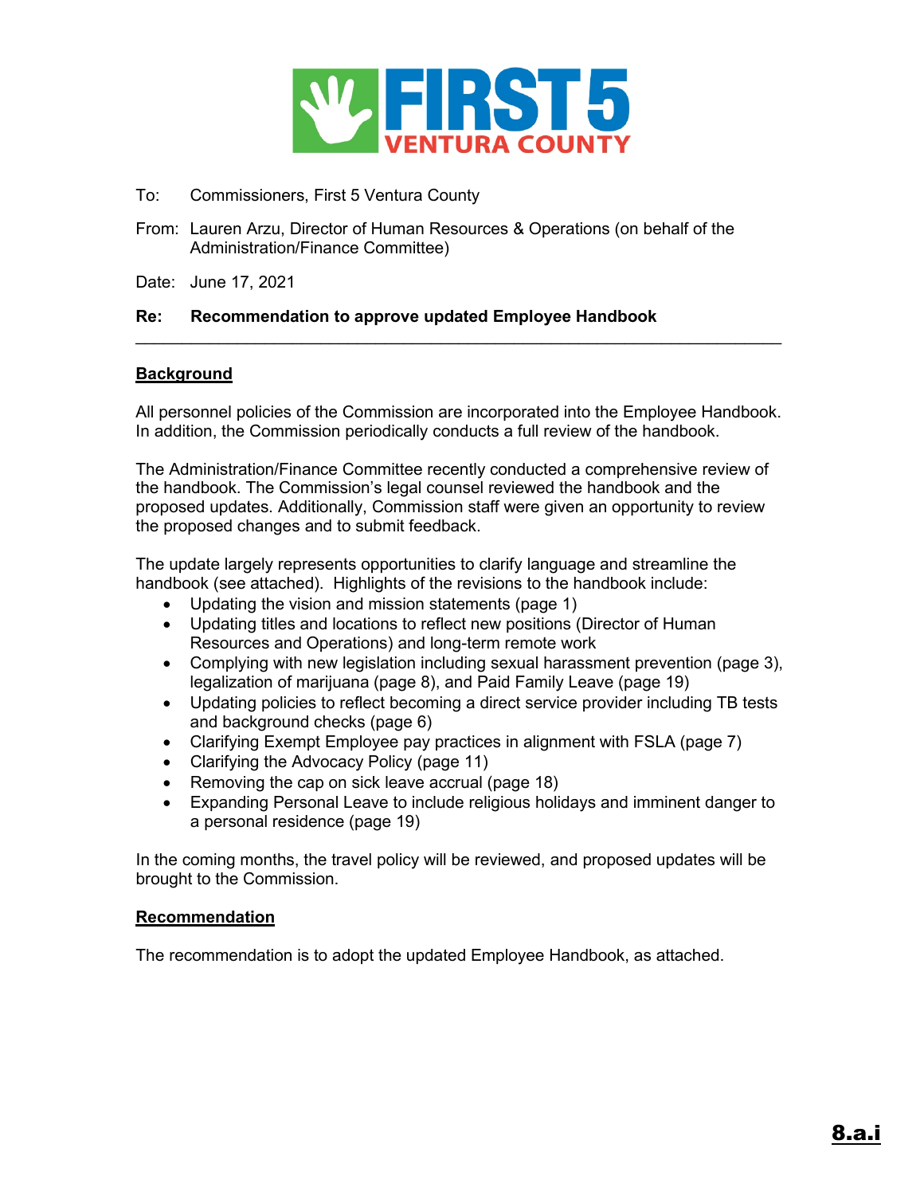FIRST 5 VENTURA COUNTY

To: Commissioners, First 5 Ventura County

From: Lauren Arzu, Director of Human Resources & Operations (on behalf of the Administration/Finance Committee)

Date: June 17, 2021

**Re: Recommendation to approve updated Employee Handbook**

---

**Background**

All personnel policies of the Commission are incorporated into the Employee Handbook. In addition, the Commission periodically conducts a full review of the handbook.

The Administration/Finance Committee recently conducted a comprehensive review of the handbook. The Commission's legal counsel reviewed the handbook and the proposed updates. Additionally, Commission staff were given an opportunity to review the proposed changes and to submit feedback.

The update largely represents opportunities to clarify language and streamline the handbook (see attached). Highlights of the revisions to the handbook include:

- Updating the vision and mission statements (page 1)
- Updating titles and locations to reflect new positions (Director of Human Resources and Operations) and long-term remote work
- Complying with new legislation including sexual harassment prevention (page 3), legalization of marijuana (page 8), and Paid Family Leave (page 19)
- Updating policies to reflect becoming a direct service provider including TB tests and background checks (page 6)
- Clarifying Exempt Employee pay practices in alignment with FSLA (page 7)
- Clarifying the Advocacy Policy (page 11)
- Removing the cap on sick leave accrual (page 18)
- Expanding Personal Leave to include religious holidays and imminent danger to a personal residence (page 19)

In the coming months, the travel policy will be reviewed, and proposed updates will be brought to the Commission.

**Recommendation**

The recommendation is to adopt the updated Employee Handbook, as attached.

8.a.i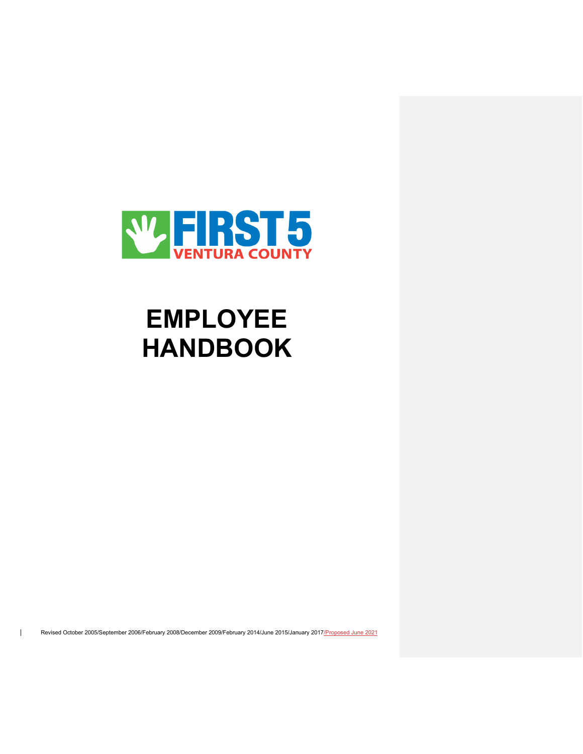FIRST 5
VENTURA COUNTY

# EMPLOYEE HANDBOOK

Revised October 2005/September 2006/February 2008/December 2009/February 2014/June 2015/January 2017/Proposed June 2021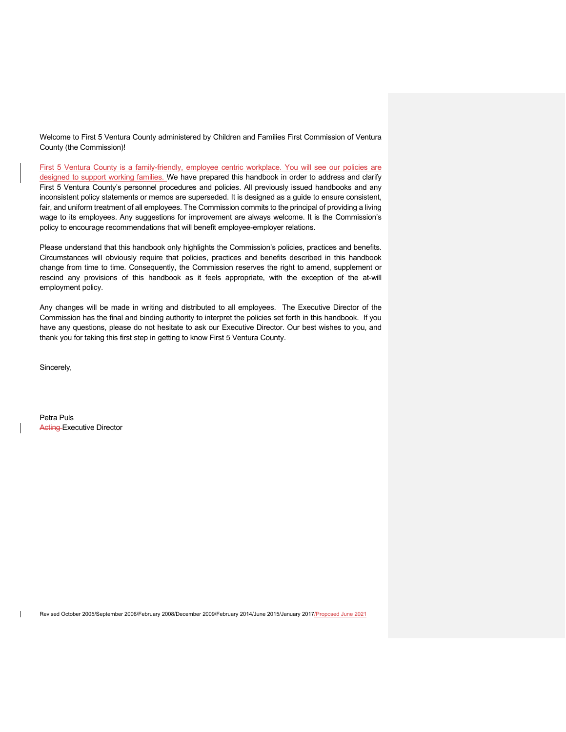Welcome to First 5 Ventura County administered by Children and Families First Commission of Ventura County (the Commission)!

First 5 Ventura County is a family-friendly, employee centric workplace. You will see our policies are designed to support working families. We have prepared this handbook in order to address and clarify First 5 Ventura County's personnel procedures and policies. All previously issued handbooks and any inconsistent policy statements or memos are superseded. It is designed as a guide to ensure consistent, fair, and uniform treatment of all employees. The Commission commits to the principal of providing a living wage to its employees. Any suggestions for improvement are always welcome. It is the Commission's policy to encourage recommendations that will benefit employee-employer relations.

Please understand that this handbook only highlights the Commission's policies, practices and benefits. Circumstances will obviously require that policies, practices and benefits described in this handbook change from time to time. Consequently, the Commission reserves the right to amend, supplement or rescind any provisions of this handbook as it feels appropriate, with the exception of the at-will employment policy.

Any changes will be made in writing and distributed to all employees. The Executive Director of the Commission has the final and binding authority to interpret the policies set forth in this handbook. If you have any questions, please do not hesitate to ask our Executive Director. Our best wishes to you, and thank you for taking this first step in getting to know First 5 Ventura County.

Sincerely,

Petra Puls
~~Acting~~ Executive Director

Revised October 2005/September 2006/February 2008/December 2009/February 2014/June 2015/January 2017/Proposed June 2021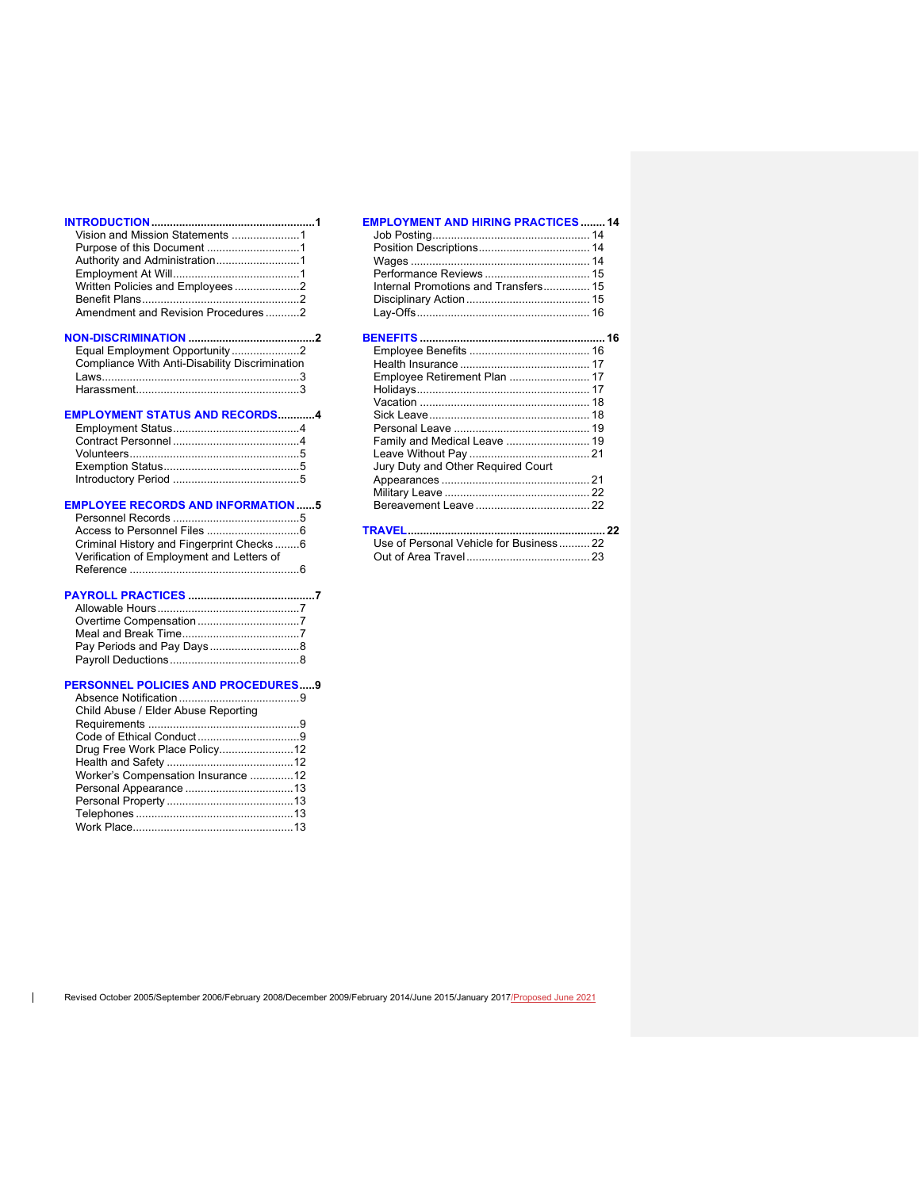INTRODUCTION .....1
- Vision and Mission Statements .....1
- Purpose of this Document .....1
- Authority and Administration .....1
- Employment At Will .....1
- Written Policies and Employees .....2
- Benefit Plans .....2
- Amendment and Revision Procedures .....2

NON-DISCRIMINATION .....2
- Equal Employment Opportunity .....2
- Compliance With Anti-Disability Discrimination Laws .....3
- Harassment .....3

EMPLOYMENT STATUS AND RECORDS .....4
- Employment Status .....4
- Contract Personnel .....4
- Volunteers .....5
- Exemption Status .....5
- Introductory Period .....5

EMPLOYEE RECORDS AND INFORMATION .....5
- Personnel Records .....5
- Access to Personnel Files .....6
- Criminal History and Fingerprint Checks .....6
- Verification of Employment and Letters of Reference .....6

PAYROLL PRACTICES .....7
- Allowable Hours .....7
- Overtime Compensation .....7
- Meal and Break Time .....7
- Pay Periods and Pay Days .....8
- Payroll Deductions .....8

PERSONNEL POLICIES AND PROCEDURES .....9
- Absence Notification .....9
- Child Abuse / Elder Abuse Reporting Requirements .....9
- Code of Ethical Conduct .....9
- Drug Free Work Place Policy .....12
- Health and Safety .....12
- Worker's Compensation Insurance .....12
- Personal Appearance .....13
- Personal Property .....13
- Telephones .....13
- Work Place .....13

EMPLOYMENT AND HIRING PRACTICES .....14
- Job Posting .....14
- Position Descriptions .....14
- Wages .....14
- Performance Reviews .....15
- Internal Promotions and Transfers .....15
- Disciplinary Action .....15
- Lay-Offs .....16

BENEFITS .....16
- Employee Benefits .....16
- Health Insurance .....17
- Employee Retirement Plan .....17
- Holidays .....17
- Vacation .....18
- Sick Leave .....18
- Personal Leave .....19
- Family and Medical Leave .....19
- Leave Without Pay .....21
- Jury Duty and Other Required Court Appearances .....21
- Military Leave .....22
- Bereavement Leave .....22

TRAVEL .....22
- Use of Personal Vehicle for Business .....22
- Out of Area Travel .....23

Revised October 2005/September 2006/February 2008/December 2009/February 2014/June 2015/January 2017/Proposed June 2021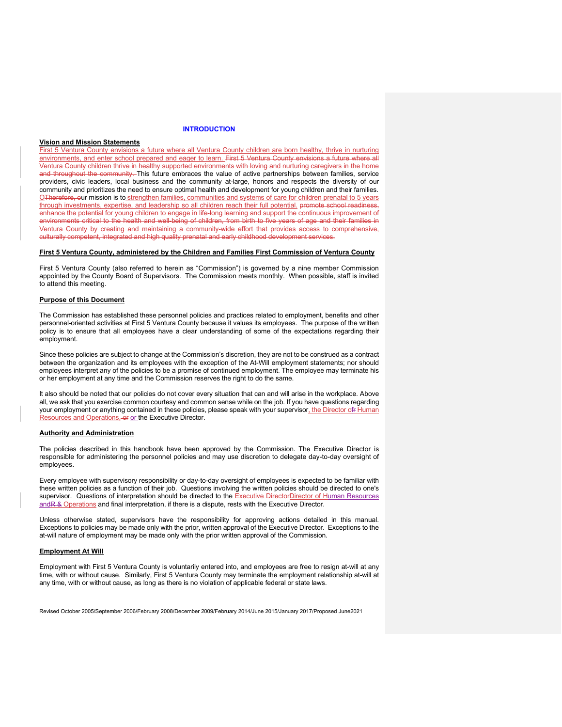# INTRODUCTION

**Vision and Mission Statements**

First 5 Ventura County envisions a future where all Ventura County children are born healthy, thrive in nurturing environments, and enter school prepared and eager to learn. ~~First 5 Ventura County envisions a future where all Ventura County children thrive in healthy supported environments with loving and nurturing caregivers in the home and throughout the community.~~ This future embraces the value of active partnerships between families, service providers, civic leaders, local business and the community at-large, honors and respects the diversity of our community and prioritizes the need to ensure optimal health and development for young children and their families. O~~Therefore, o~~ur mission is to strengthen families, communities and systems of care for children prenatal to 5 years through investments, expertise, and leadership so all children reach their full potential. ~~promote school readiness, enhance the potential for young children to engage in life-long learning and support the continuous improvement of environments critical to the health and well-being of children, from birth to five years of age and their families in Ventura County by creating and maintaining a community-wide effort that provides access to comprehensive, culturally competent, integrated and high quality prenatal and early childhood development services.~~

**First 5 Ventura County, administered by the Children and Families First Commission of Ventura County**

First 5 Ventura County (also referred to herein as "Commission") is governed by a nine member Commission appointed by the County Board of Supervisors. The Commission meets monthly. When possible, staff is invited to attend this meeting.

**Purpose of this Document**

The Commission has established these personnel policies and practices related to employment, benefits and other personnel-oriented activities at First 5 Ventura County because it values its employees. The purpose of the written policy is to ensure that all employees have a clear understanding of some of the expectations regarding their employment.

Since these policies are subject to change at the Commission's discretion, they are not to be construed as a contract between the organization and its employees with the exception of the At-Will employment statements; nor should employees interpret any of the policies to be a promise of continued employment. The employee may terminate his or her employment at any time and the Commission reserves the right to do the same.

It also should be noted that our policies do not cover every situation that can and will arise in the workplace. Above all, we ask that you exercise common courtesy and common sense while on the job. If you have questions regarding your employment or anything contained in these policies, please speak with your supervisor, the Director of~~f~~ Human Resources and Operations, ~~or~~ or the Executive Director.

**Authority and Administration**

The policies described in this handbook have been approved by the Commission. The Executive Director is responsible for administering the personnel policies and may use discretion to delegate day-to-day oversight of employees.

Every employee with supervisory responsibility or day-to-day oversight of employees is expected to be familiar with these written policies as a function of their job. Questions involving the written policies should be directed to one's supervisor. Questions of interpretation should be directed to the ~~Executive Director~~Director of Human Resources and~~R &~~ Operations and final interpretation, if there is a dispute, rests with the Executive Director.

Unless otherwise stated, supervisors have the responsibility for approving actions detailed in this manual. Exceptions to policies may be made only with the prior, written approval of the Executive Director. Exceptions to the at-will nature of employment may be made only with the prior written approval of the Commission.

**Employment At Will**

Employment with First 5 Ventura County is voluntarily entered into, and employees are free to resign at-will at any time, with or without cause. Similarly, First 5 Ventura County may terminate the employment relationship at-will at any time, with or without cause, as long as there is no violation of applicable federal or state laws.

Revised October 2005/September 2006/February 2008/December 2009/February 2014/June 2015/January 2017/Proposed June2021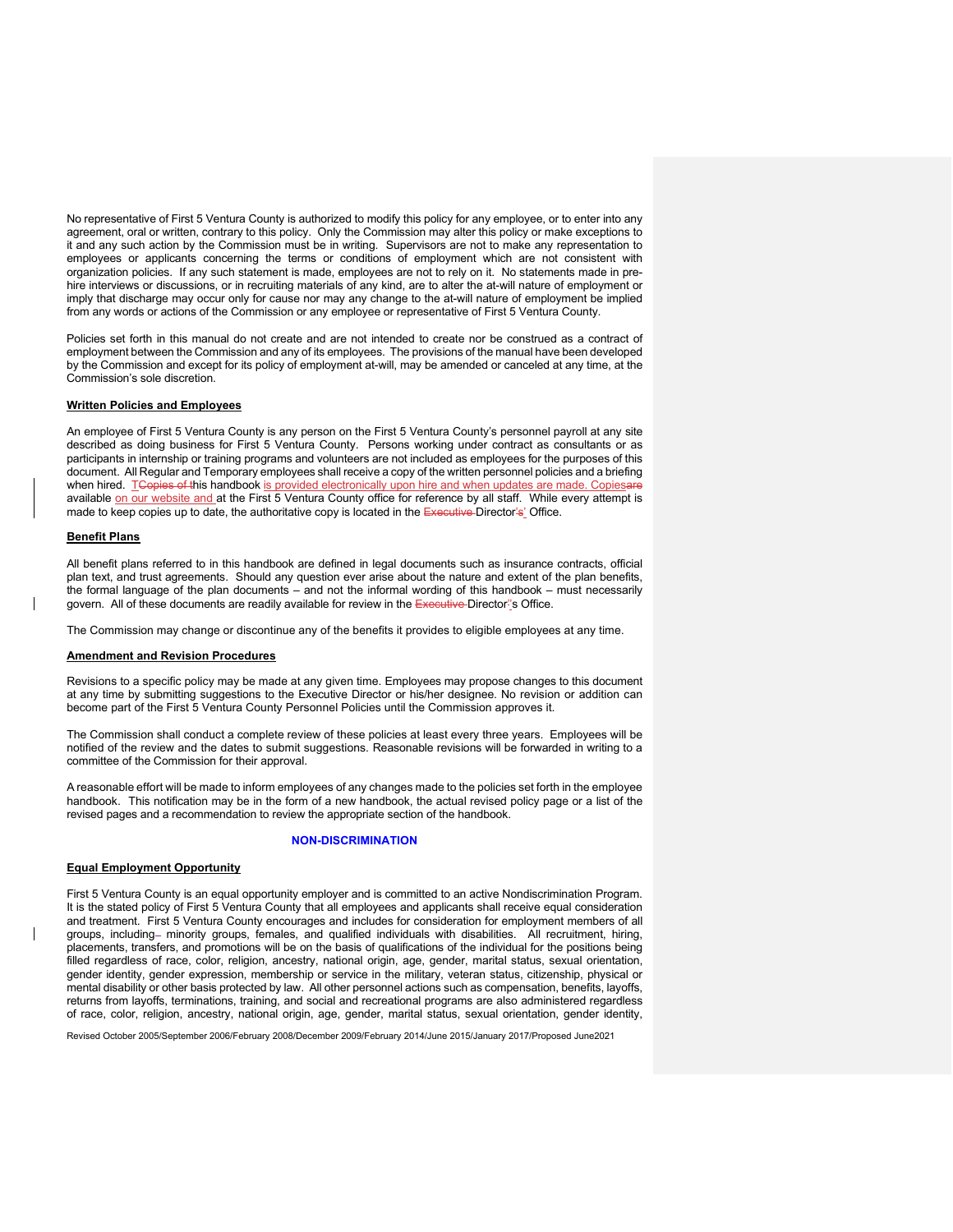No representative of First 5 Ventura County is authorized to modify this policy for any employee, or to enter into any agreement, oral or written, contrary to this policy. Only the Commission may alter this policy or make exceptions to it and any such action by the Commission must be in writing. Supervisors are not to make any representation to employees or applicants concerning the terms or conditions of employment which are not consistent with organization policies. If any such statement is made, employees are not to rely on it. No statements made in pre-hire interviews or discussions, or in recruiting materials of any kind, are to alter the at-will nature of employment or imply that discharge may occur only for cause nor may any change to the at-will nature of employment be implied from any words or actions of the Commission or any employee or representative of First 5 Ventura County.

Policies set forth in this manual do not create and are not intended to create nor be construed as a contract of employment between the Commission and any of its employees. The provisions of the manual have been developed by the Commission and except for its policy of employment at-will, may be amended or canceled at any time, at the Commission's sole discretion.

**Written Policies and Employees**

An employee of First 5 Ventura County is any person on the First 5 Ventura County's personnel payroll at any site described as doing business for First 5 Ventura County. Persons working under contract as consultants or as participants in internship or training programs and volunteers are not included as employees for the purposes of this document. All Regular and Temporary employees shall receive a copy of the written personnel policies and a briefing when hired. T~~Copies of t~~his handbook is provided electronically upon hire and when updates are made. Copies~~are~~ available on our website and at the First 5 Ventura County office for reference by all staff. While every attempt is made to keep copies up to date, the authoritative copy is located in the ~~Executive~~ Director~~'s~~s' Office.

**Benefit Plans**

All benefit plans referred to in this handbook are defined in legal documents such as insurance contracts, official plan text, and trust agreements. Should any question ever arise about the nature and extent of the plan benefits, the formal language of the plan documents – and not the informal wording of this handbook – must necessarily govern. All of these documents are readily available for review in the ~~Executive~~ Director~~'~~'s Office.

The Commission may change or discontinue any of the benefits it provides to eligible employees at any time.

**Amendment and Revision Procedures**

Revisions to a specific policy may be made at any given time. Employees may propose changes to this document at any time by submitting suggestions to the Executive Director or his/her designee. No revision or addition can become part of the First 5 Ventura County Personnel Policies until the Commission approves it.

The Commission shall conduct a complete review of these policies at least every three years. Employees will be notified of the review and the dates to submit suggestions. Reasonable revisions will be forwarded in writing to a committee of the Commission for their approval.

A reasonable effort will be made to inform employees of any changes made to the policies set forth in the employee handbook. This notification may be in the form of a new handbook, the actual revised policy page or a list of the revised pages and a recommendation to review the appropriate section of the handbook.

## NON-DISCRIMINATION

**Equal Employment Opportunity**

First 5 Ventura County is an equal opportunity employer and is committed to an active Nondiscrimination Program. It is the stated policy of First 5 Ventura County that all employees and applicants shall receive equal consideration and treatment. First 5 Ventura County encourages and includes for consideration for employment members of all groups, including– minority groups, females, and qualified individuals with disabilities. All recruitment, hiring, placements, transfers, and promotions will be on the basis of qualifications of the individual for the positions being filled regardless of race, color, religion, ancestry, national origin, age, gender, marital status, sexual orientation, gender identity, gender expression, membership or service in the military, veteran status, citizenship, physical or mental disability or other basis protected by law. All other personnel actions such as compensation, benefits, layoffs, returns from layoffs, terminations, training, and social and recreational programs are also administered regardless of race, color, religion, ancestry, national origin, age, gender, marital status, sexual orientation, gender identity,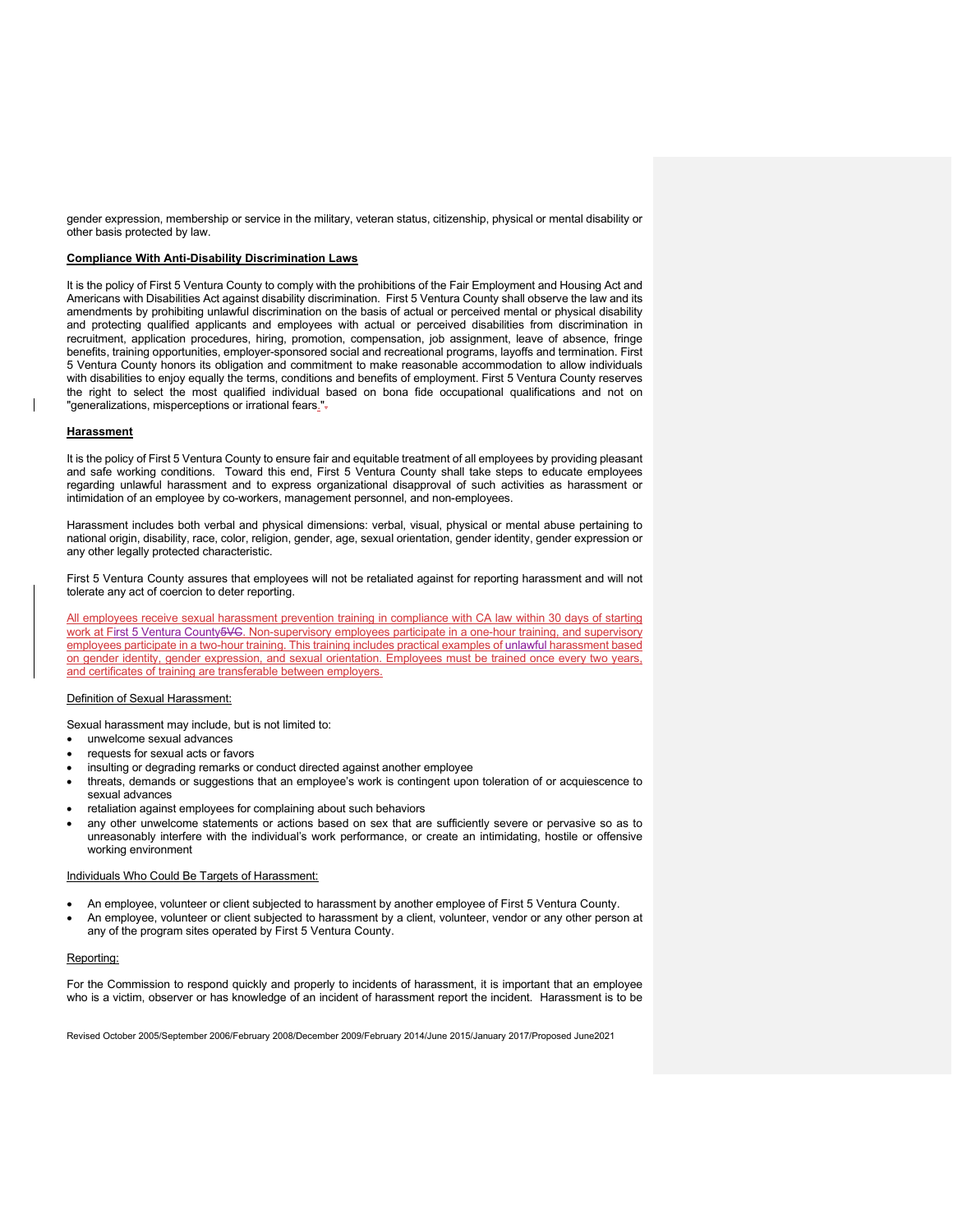gender expression, membership or service in the military, veteran status, citizenship, physical or mental disability or other basis protected by law.

**Compliance With Anti-Disability Discrimination Laws**

It is the policy of First 5 Ventura County to comply with the prohibitions of the Fair Employment and Housing Act and Americans with Disabilities Act against disability discrimination. First 5 Ventura County shall observe the law and its amendments by prohibiting unlawful discrimination on the basis of actual or perceived mental or physical disability and protecting qualified applicants and employees with actual or perceived disabilities from discrimination in recruitment, application procedures, hiring, promotion, compensation, job assignment, leave of absence, fringe benefits, training opportunities, employer-sponsored social and recreational programs, layoffs and termination. First 5 Ventura County honors its obligation and commitment to make reasonable accommodation to allow individuals with disabilities to enjoy equally the terms, conditions and benefits of employment. First 5 Ventura County reserves the right to select the most qualified individual based on bona fide occupational qualifications and not on "generalizations, misperceptions or irrational fears."

**Harassment**

It is the policy of First 5 Ventura County to ensure fair and equitable treatment of all employees by providing pleasant and safe working conditions. Toward this end, First 5 Ventura County shall take steps to educate employees regarding unlawful harassment and to express organizational disapproval of such activities as harassment or intimidation of an employee by co-workers, management personnel, and non-employees.

Harassment includes both verbal and physical dimensions: verbal, visual, physical or mental abuse pertaining to national origin, disability, race, color, religion, gender, age, sexual orientation, gender identity, gender expression or any other legally protected characteristic.

First 5 Ventura County assures that employees will not be retaliated against for reporting harassment and will not tolerate any act of coercion to deter reporting.

All employees receive sexual harassment prevention training in compliance with CA law within 30 days of starting work at First 5 Ventura County~~5VC~~. Non-supervisory employees participate in a one-hour training, and supervisory employees participate in a two-hour training. This training includes practical examples of unlawful harassment based on gender identity, gender expression, and sexual orientation. Employees must be trained once every two years, and certificates of training are transferable between employers.

Definition of Sexual Harassment:

Sexual harassment may include, but is not limited to:

- unwelcome sexual advances
- requests for sexual acts or favors
- insulting or degrading remarks or conduct directed against another employee
- threats, demands or suggestions that an employee's work is contingent upon toleration of or acquiescence to sexual advances
- retaliation against employees for complaining about such behaviors
- any other unwelcome statements or actions based on sex that are sufficiently severe or pervasive so as to unreasonably interfere with the individual's work performance, or create an intimidating, hostile or offensive working environment

Individuals Who Could Be Targets of Harassment:

- An employee, volunteer or client subjected to harassment by another employee of First 5 Ventura County.
- An employee, volunteer or client subjected to harassment by a client, volunteer, vendor or any other person at any of the program sites operated by First 5 Ventura County.

Reporting:

For the Commission to respond quickly and properly to incidents of harassment, it is important that an employee who is a victim, observer or has knowledge of an incident of harassment report the incident. Harassment is to be

Revised October 2005/September 2006/February 2008/December 2009/February 2014/June 2015/January 2017/Proposed June2021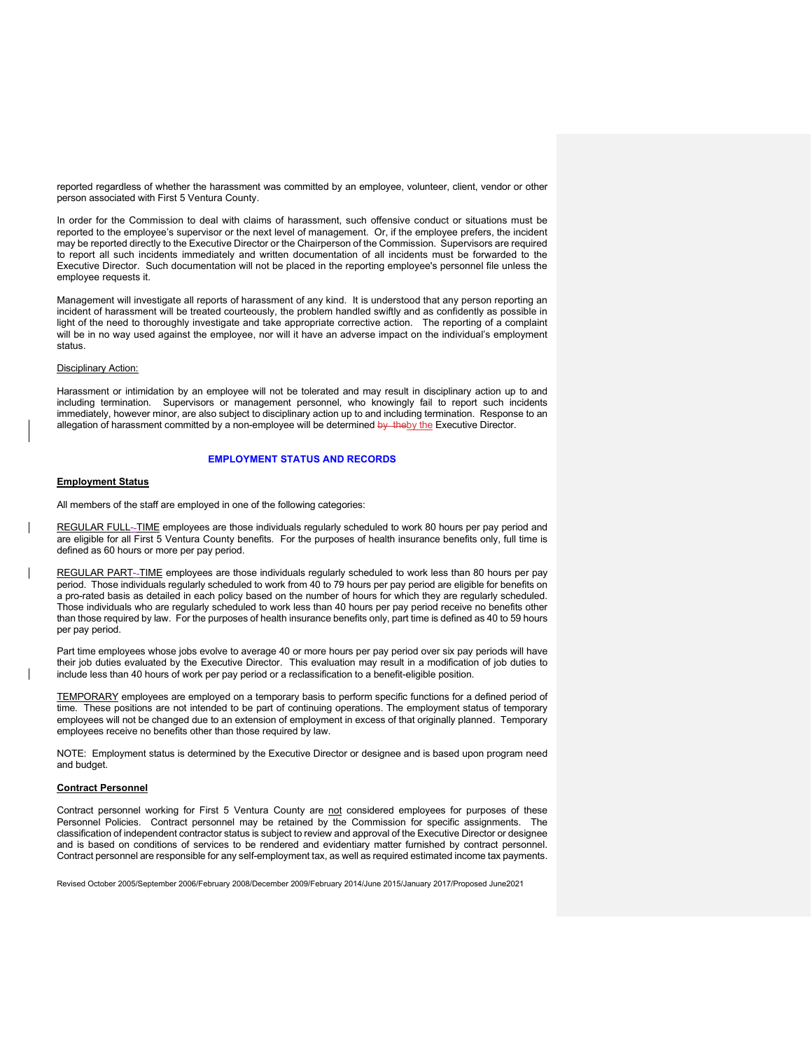reported regardless of whether the harassment was committed by an employee, volunteer, client, vendor or other person associated with First 5 Ventura County.

In order for the Commission to deal with claims of harassment, such offensive conduct or situations must be reported to the employee's supervisor or the next level of management. Or, if the employee prefers, the incident may be reported directly to the Executive Director or the Chairperson of the Commission. Supervisors are required to report all such incidents immediately and written documentation of all incidents must be forwarded to the Executive Director. Such documentation will not be placed in the reporting employee's personnel file unless the employee requests it.

Management will investigate all reports of harassment of any kind. It is understood that any person reporting an incident of harassment will be treated courteously, the problem handled swiftly and as confidently as possible in light of the need to thoroughly investigate and take appropriate corrective action. The reporting of a complaint will be in no way used against the employee, nor will it have an adverse impact on the individual's employment status.

Disciplinary Action:

Harassment or intimidation by an employee will not be tolerated and may result in disciplinary action up to and including termination. Supervisors or management personnel, who knowingly fail to report such incidents immediately, however minor, are also subject to disciplinary action up to and including termination. Response to an allegation of harassment committed by a non-employee will be determined ~~by theby~~ the Executive Director.

## EMPLOYMENT STATUS AND RECORDS

### Employment Status

All members of the staff are employed in one of the following categories:

REGULAR FULL-TIME employees are those individuals regularly scheduled to work 80 hours per pay period and are eligible for all First 5 Ventura County benefits. For the purposes of health insurance benefits only, full time is defined as 60 hours or more per pay period.

REGULAR PART-TIME employees are those individuals regularly scheduled to work less than 80 hours per pay period. Those individuals regularly scheduled to work from 40 to 79 hours per pay period are eligible for benefits on a pro-rated basis as detailed in each policy based on the number of hours for which they are regularly scheduled. Those individuals who are regularly scheduled to work less than 40 hours per pay period receive no benefits other than those required by law. For the purposes of health insurance benefits only, part time is defined as 40 to 59 hours per pay period.

Part time employees whose jobs evolve to average 40 or more hours per pay period over six pay periods will have their job duties evaluated by the Executive Director. This evaluation may result in a modification of job duties to include less than 40 hours of work per pay period or a reclassification to a benefit-eligible position.

TEMPORARY employees are employed on a temporary basis to perform specific functions for a defined period of time. These positions are not intended to be part of continuing operations. The employment status of temporary employees will not be changed due to an extension of employment in excess of that originally planned. Temporary employees receive no benefits other than those required by law.

NOTE: Employment status is determined by the Executive Director or designee and is based upon program need and budget.

### Contract Personnel

Contract personnel working for First 5 Ventura County are not considered employees for purposes of these Personnel Policies. Contract personnel may be retained by the Commission for specific assignments. The classification of independent contractor status is subject to review and approval of the Executive Director or designee and is based on conditions of services to be rendered and evidentiary matter furnished by contract personnel. Contract personnel are responsible for any self-employment tax, as well as required estimated income tax payments.

Revised October 2005/September 2006/February 2008/December 2009/February 2014/June 2015/January 2017/Proposed June2021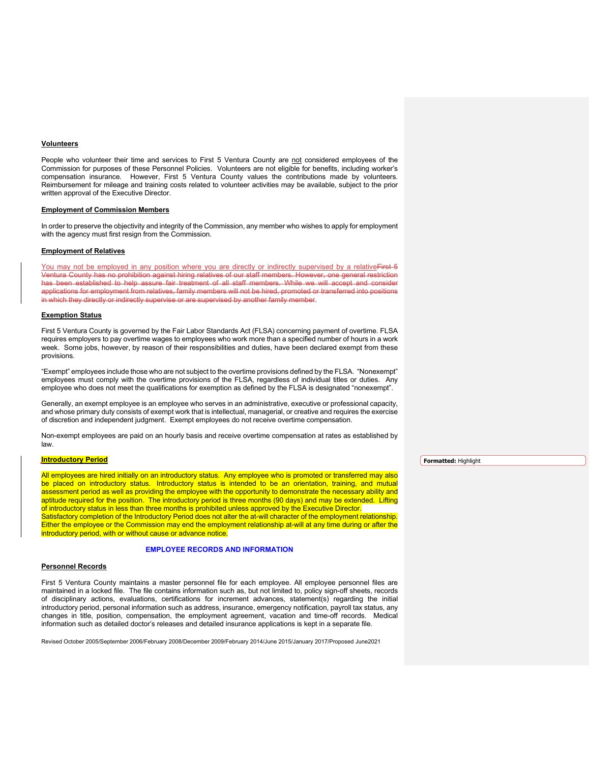**Volunteers**

People who volunteer their time and services to First 5 Ventura County are not considered employees of the Commission for purposes of these Personnel Policies. Volunteers are not eligible for benefits, including worker's compensation insurance. However, First 5 Ventura County values the contributions made by volunteers. Reimbursement for mileage and training costs related to volunteer activities may be available, subject to the prior written approval of the Executive Director.

**Employment of Commission Members**

In order to preserve the objectivity and integrity of the Commission, any member who wishes to apply for employment with the agency must first resign from the Commission.

**Employment of Relatives**

You may not be employed in any position where you are directly or indirectly supervised by a relative~~First 5 Ventura County has no prohibition against hiring relatives of our staff members. However, one general restriction has been established to help assure fair treatment of all staff members. While we will accept and consider applications for employment from relatives, family members will not be hired, promoted or transferred into positions in which they directly or indirectly supervise or are supervised by another family member~~.

**Exemption Status**

First 5 Ventura County is governed by the Fair Labor Standards Act (FLSA) concerning payment of overtime. FLSA requires employers to pay overtime wages to employees who work more than a specified number of hours in a work week. Some jobs, however, by reason of their responsibilities and duties, have been declared exempt from these provisions.

"Exempt" employees include those who are not subject to the overtime provisions defined by the FLSA. "Nonexempt" employees must comply with the overtime provisions of the FLSA, regardless of individual titles or duties. Any employee who does not meet the qualifications for exemption as defined by the FLSA is designated "nonexempt".

Generally, an exempt employee is an employee who serves in an administrative, executive or professional capacity, and whose primary duty consists of exempt work that is intellectual, managerial, or creative and requires the exercise of discretion and independent judgment. Exempt employees do not receive overtime compensation.

Non-exempt employees are paid on an hourly basis and receive overtime compensation at rates as established by law.

**Introductory Period**

All employees are hired initially on an introductory status. Any employee who is promoted or transferred may also be placed on introductory status. Introductory status is intended to be an orientation, training, and mutual assessment period as well as providing the employee with the opportunity to demonstrate the necessary ability and aptitude required for the position. The introductory period is three months (90 days) and may be extended. Lifting of introductory status in less than three months is prohibited unless approved by the Executive Director. Satisfactory completion of the Introductory Period does not alter the at-will character of the employment relationship. Either the employee or the Commission may end the employment relationship at-will at any time during or after the introductory period, with or without cause or advance notice.

Formatted: Highlight

## EMPLOYEE RECORDS AND INFORMATION

**Personnel Records**

First 5 Ventura County maintains a master personnel file for each employee. All employee personnel files are maintained in a locked file. The file contains information such as, but not limited to, policy sign-off sheets, records of disciplinary actions, evaluations, certifications for increment advances, statement(s) regarding the initial introductory period, personal information such as address, insurance, emergency notification, payroll tax status, any changes in title, position, compensation, the employment agreement, vacation and time-off records. Medical information such as detailed doctor's releases and detailed insurance applications is kept in a separate file.

Revised October 2005/September 2006/February 2008/December 2009/February 2014/June 2015/January 2017/Proposed June2021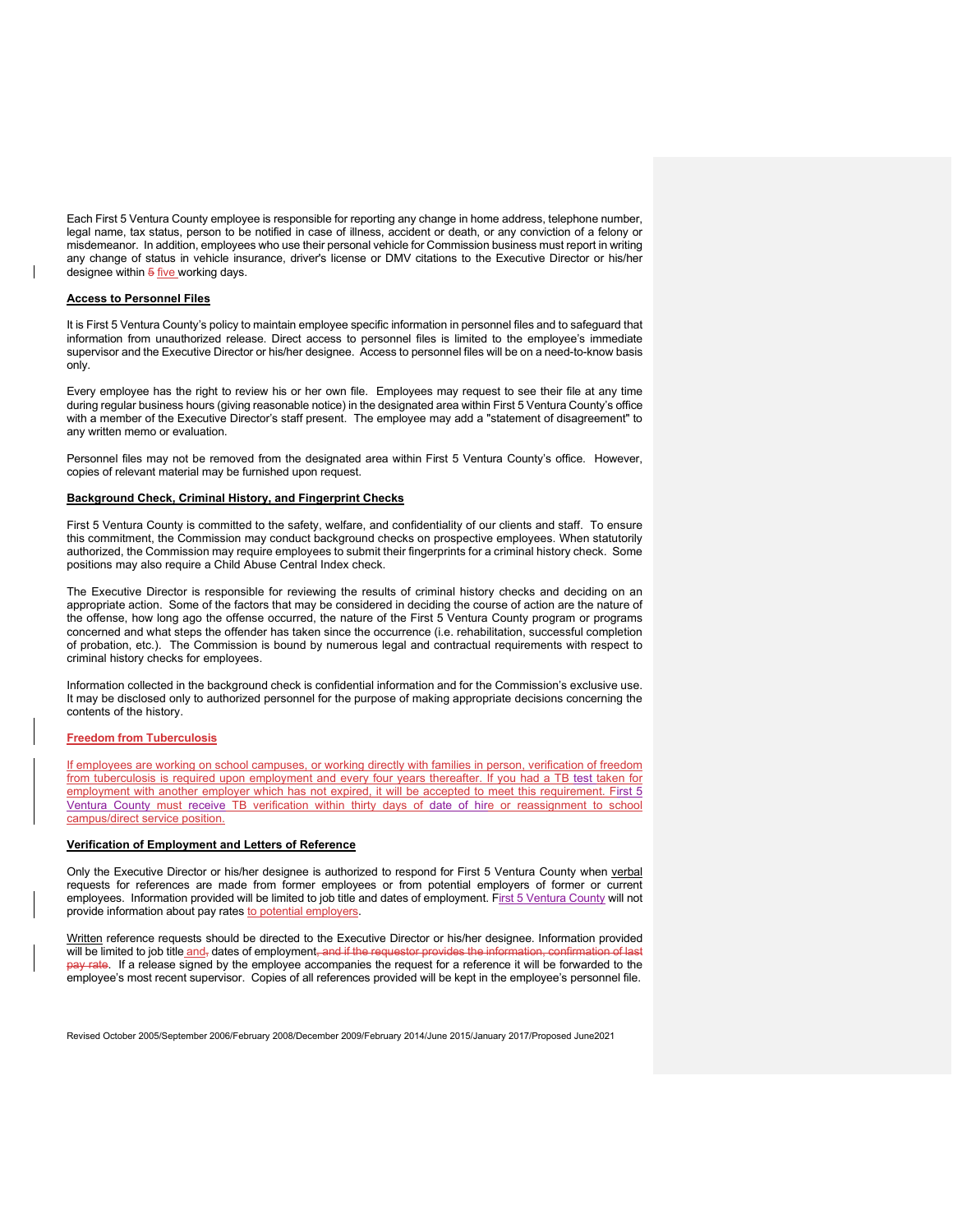Each First 5 Ventura County employee is responsible for reporting any change in home address, telephone number, legal name, tax status, person to be notified in case of illness, accident or death, or any conviction of a felony or misdemeanor. In addition, employees who use their personal vehicle for Commission business must report in writing any change of status in vehicle insurance, driver's license or DMV citations to the Executive Director or his/her designee within ~~5~~ five working days.

**Access to Personnel Files**

It is First 5 Ventura County's policy to maintain employee specific information in personnel files and to safeguard that information from unauthorized release. Direct access to personnel files is limited to the employee's immediate supervisor and the Executive Director or his/her designee. Access to personnel files will be on a need-to-know basis only.

Every employee has the right to review his or her own file. Employees may request to see their file at any time during regular business hours (giving reasonable notice) in the designated area within First 5 Ventura County's office with a member of the Executive Director's staff present. The employee may add a "statement of disagreement" to any written memo or evaluation.

Personnel files may not be removed from the designated area within First 5 Ventura County's office. However, copies of relevant material may be furnished upon request.

**Background Check, Criminal History, and Fingerprint Checks**

First 5 Ventura County is committed to the safety, welfare, and confidentiality of our clients and staff. To ensure this commitment, the Commission may conduct background checks on prospective employees. When statutorily authorized, the Commission may require employees to submit their fingerprints for a criminal history check. Some positions may also require a Child Abuse Central Index check.

The Executive Director is responsible for reviewing the results of criminal history checks and deciding on an appropriate action. Some of the factors that may be considered in deciding the course of action are the nature of the offense, how long ago the offense occurred, the nature of the First 5 Ventura County program or programs concerned and what steps the offender has taken since the occurrence (i.e. rehabilitation, successful completion of probation, etc.). The Commission is bound by numerous legal and contractual requirements with respect to criminal history checks for employees.

Information collected in the background check is confidential information and for the Commission's exclusive use. It may be disclosed only to authorized personnel for the purpose of making appropriate decisions concerning the contents of the history.

**Freedom from Tuberculosis**

If employees are working on school campuses, or working directly with families in person, verification of freedom from tuberculosis is required upon employment and every four years thereafter. If you had a TB test taken for employment with another employer which has not expired, it will be accepted to meet this requirement. First 5 Ventura County must receive TB verification within thirty days of date of hire or reassignment to school campus/direct service position.

**Verification of Employment and Letters of Reference**

Only the Executive Director or his/her designee is authorized to respond for First 5 Ventura County when verbal requests for references are made from former employees or from potential employers of former or current employees. Information provided will be limited to job title and dates of employment. First 5 Ventura County will not provide information about pay rates to potential employers.

Written reference requests should be directed to the Executive Director or his/her designee. Information provided will be limited to job title and~~,~~ dates of employment~~, and if the requestor provides the information, confirmation of last pay rate~~. If a release signed by the employee accompanies the request for a reference it will be forwarded to the employee's most recent supervisor. Copies of all references provided will be kept in the employee's personnel file.

Revised October 2005/September 2006/February 2008/December 2009/February 2014/June 2015/January 2017/Proposed June2021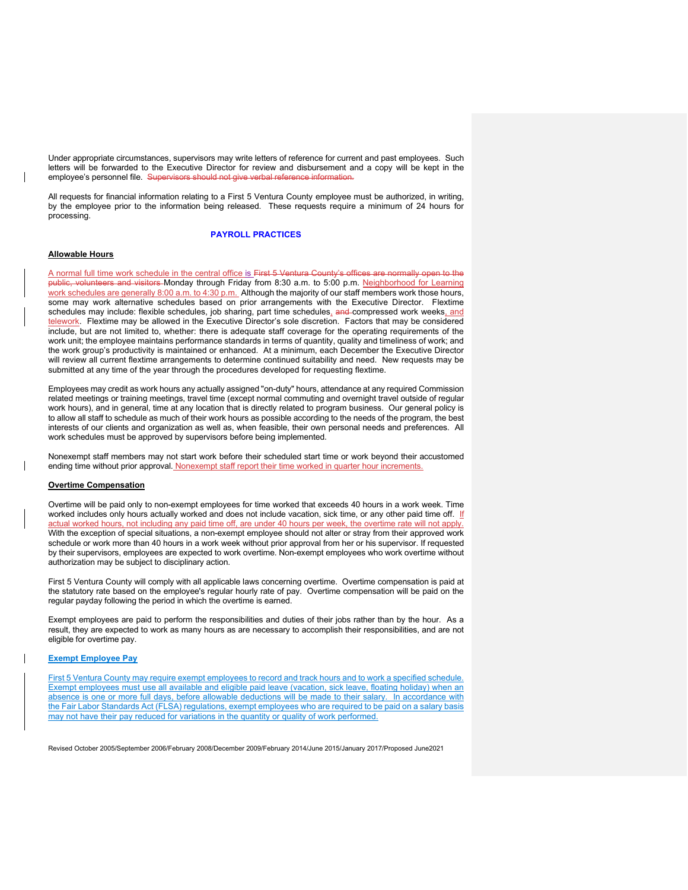Under appropriate circumstances, supervisors may write letters of reference for current and past employees. Such letters will be forwarded to the Executive Director for review and disbursement and a copy will be kept in the employee's personnel file. ~~Supervisors should not give verbal reference information.~~

All requests for financial information relating to a First 5 Ventura County employee must be authorized, in writing, by the employee prior to the information being released. These requests require a minimum of 24 hours for processing.

## PAYROLL PRACTICES

**Allowable Hours**

A normal full time work schedule in the central office is ~~First 5 Ventura County's offices are normally open to the public, volunteers and visitors~~ Monday through Friday from 8:30 a.m. to 5:00 p.m. Neighborhood for Learning work schedules are generally 8:00 a.m. to 4:30 p.m. Although the majority of our staff members work those hours, some may work alternative schedules based on prior arrangements with the Executive Director. Flextime schedules may include: flexible schedules, job sharing, part time schedules, ~~and~~ compressed work weeks, and telework. Flextime may be allowed in the Executive Director's sole discretion. Factors that may be considered include, but are not limited to, whether: there is adequate staff coverage for the operating requirements of the work unit; the employee maintains performance standards in terms of quantity, quality and timeliness of work; and the work group's productivity is maintained or enhanced. At a minimum, each December the Executive Director will review all current flextime arrangements to determine continued suitability and need. New requests may be submitted at any time of the year through the procedures developed for requesting flextime.

Employees may credit as work hours any actually assigned "on-duty" hours, attendance at any required Commission related meetings or training meetings, travel time (except normal commuting and overnight travel outside of regular work hours), and in general, time at any location that is directly related to program business. Our general policy is to allow all staff to schedule as much of their work hours as possible according to the needs of the program, the best interests of our clients and organization as well as, when feasible, their own personal needs and preferences. All work schedules must be approved by supervisors before being implemented.

Nonexempt staff members may not start work before their scheduled start time or work beyond their accustomed ending time without prior approval. Nonexempt staff report their time worked in quarter hour increments.

**Overtime Compensation**

Overtime will be paid only to non-exempt employees for time worked that exceeds 40 hours in a work week. Time worked includes only hours actually worked and does not include vacation, sick time, or any other paid time off. If actual worked hours, not including any paid time off, are under 40 hours per week, the overtime rate will not apply. With the exception of special situations, a non-exempt employee should not alter or stray from their approved work schedule or work more than 40 hours in a work week without prior approval from her or his supervisor. If requested by their supervisors, employees are expected to work overtime. Non-exempt employees who work overtime without authorization may be subject to disciplinary action.

First 5 Ventura County will comply with all applicable laws concerning overtime. Overtime compensation is paid at the statutory rate based on the employee's regular hourly rate of pay. Overtime compensation will be paid on the regular payday following the period in which the overtime is earned.

Exempt employees are paid to perform the responsibilities and duties of their jobs rather than by the hour. As a result, they are expected to work as many hours as are necessary to accomplish their responsibilities, and are not eligible for overtime pay.

**Exempt Employee Pay**

First 5 Ventura County may require exempt employees to record and track hours and to work a specified schedule. Exempt employees must use all available and eligible paid leave (vacation, sick leave, floating holiday) when an absence is one or more full days, before allowable deductions will be made to their salary. In accordance with the Fair Labor Standards Act (FLSA) regulations, exempt employees who are required to be paid on a salary basis may not have their pay reduced for variations in the quantity or quality of work performed.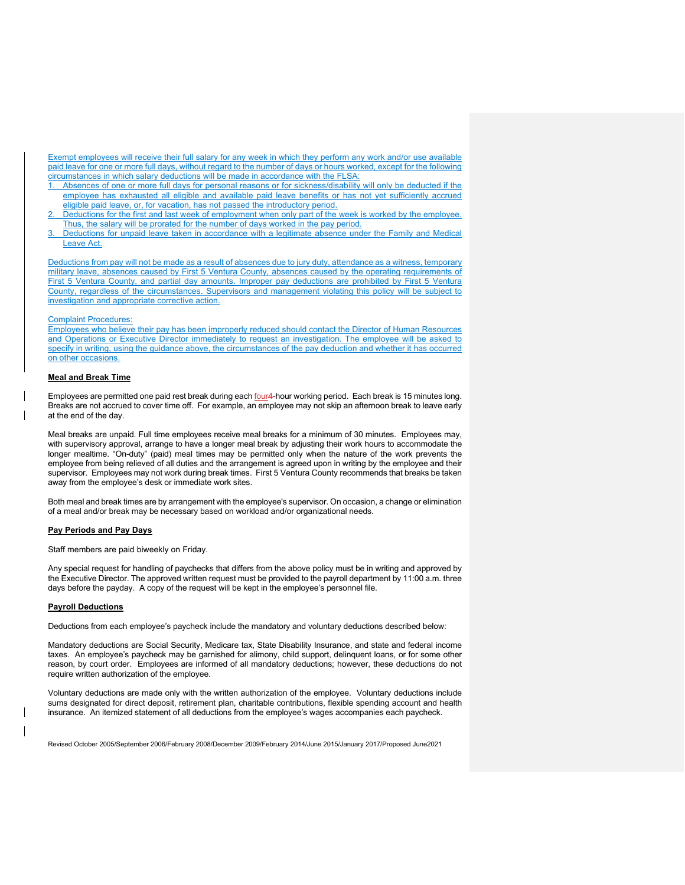Exempt employees will receive their full salary for any week in which they perform any work and/or use available paid leave for one or more full days, without regard to the number of days or hours worked, except for the following circumstances in which salary deductions will be made in accordance with the FLSA:

1. Absences of one or more full days for personal reasons or for sickness/disability will only be deducted if the employee has exhausted all eligible and available paid leave benefits or has not yet sufficiently accrued eligible paid leave, or, for vacation, has not passed the introductory period.
2. Deductions for the first and last week of employment when only part of the week is worked by the employee. Thus, the salary will be prorated for the number of days worked in the pay period.
3. Deductions for unpaid leave taken in accordance with a legitimate absence under the Family and Medical Leave Act.

Deductions from pay will not be made as a result of absences due to jury duty, attendance as a witness, temporary military leave, absences caused by First 5 Ventura County, absences caused by the operating requirements of First 5 Ventura County, and partial day amounts. Improper pay deductions are prohibited by First 5 Ventura County, regardless of the circumstances. Supervisors and management violating this policy will be subject to investigation and appropriate corrective action.

Complaint Procedures:
Employees who believe their pay has been improperly reduced should contact the Director of Human Resources and Operations or Executive Director immediately to request an investigation. The employee will be asked to specify in writing, using the guidance above, the circumstances of the pay deduction and whether it has occurred on other occasions.

**Meal and Break Time**

Employees are permitted one paid rest break during each four4-hour working period. Each break is 15 minutes long. Breaks are not accrued to cover time off. For example, an employee may not skip an afternoon break to leave early at the end of the day.

Meal breaks are unpaid. Full time employees receive meal breaks for a minimum of 30 minutes. Employees may, with supervisory approval, arrange to have a longer meal break by adjusting their work hours to accommodate the longer mealtime. "On-duty" (paid) meal times may be permitted only when the nature of the work prevents the employee from being relieved of all duties and the arrangement is agreed upon in writing by the employee and their supervisor. Employees may not work during break times. First 5 Ventura County recommends that breaks be taken away from the employee's desk or immediate work sites.

Both meal and break times are by arrangement with the employee's supervisor. On occasion, a change or elimination of a meal and/or break may be necessary based on workload and/or organizational needs.

**Pay Periods and Pay Days**

Staff members are paid biweekly on Friday.

Any special request for handling of paychecks that differs from the above policy must be in writing and approved by the Executive Director. The approved written request must be provided to the payroll department by 11:00 a.m. three days before the payday. A copy of the request will be kept in the employee's personnel file.

**Payroll Deductions**

Deductions from each employee's paycheck include the mandatory and voluntary deductions described below:

Mandatory deductions are Social Security, Medicare tax, State Disability Insurance, and state and federal income taxes. An employee's paycheck may be garnished for alimony, child support, delinquent loans, or for some other reason, by court order. Employees are informed of all mandatory deductions; however, these deductions do not require written authorization of the employee.

Voluntary deductions are made only with the written authorization of the employee. Voluntary deductions include sums designated for direct deposit, retirement plan, charitable contributions, flexible spending account and health insurance. An itemized statement of all deductions from the employee's wages accompanies each paycheck.

Revised October 2005/September 2006/February 2008/December 2009/February 2014/June 2015/January 2017/Proposed June2021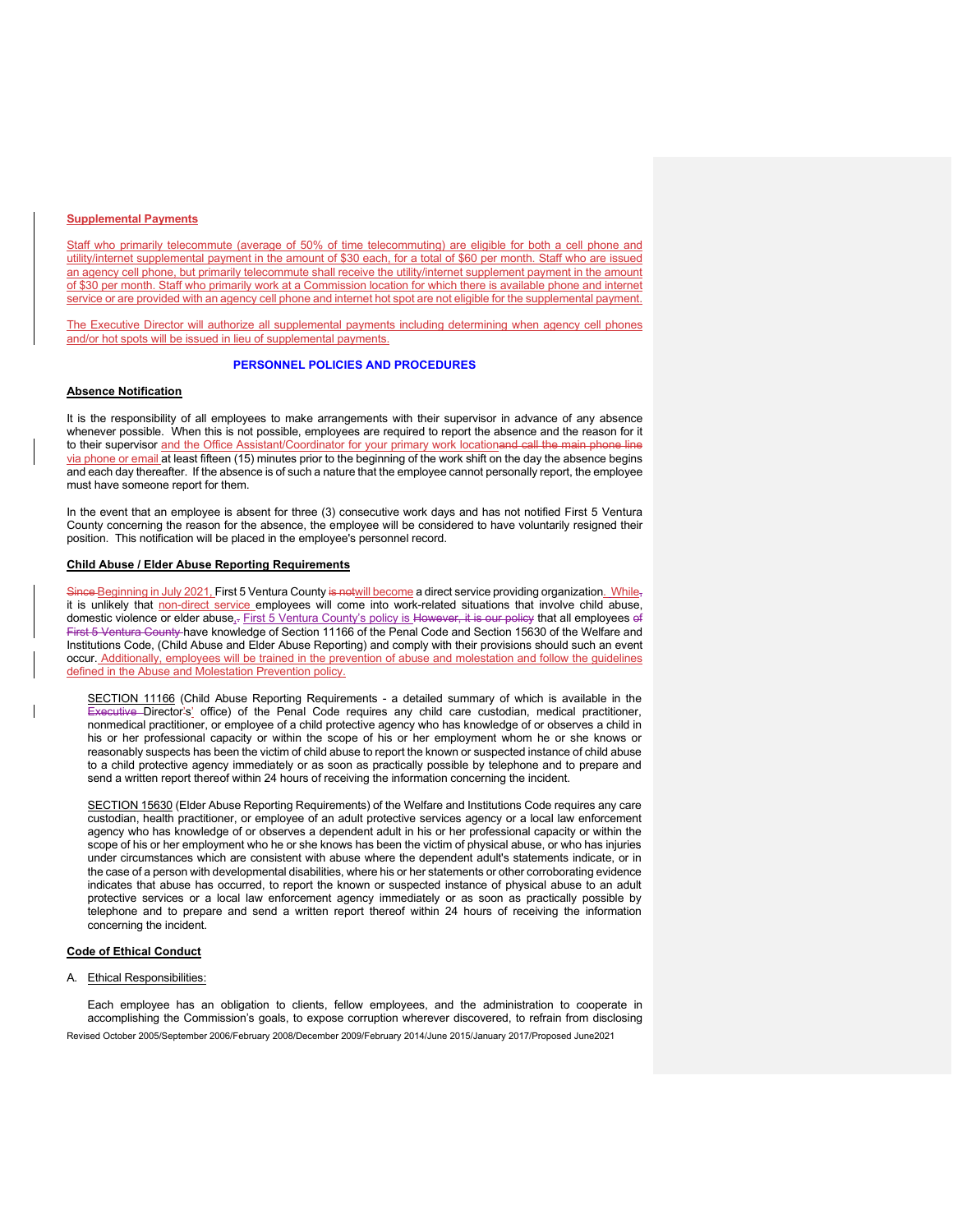## Supplemental Payments

Staff who primarily telecommute (average of 50% of time telecommuting) are eligible for both a cell phone and utility/internet supplemental payment in the amount of $30 each, for a total of $60 per month. Staff who are issued an agency cell phone, but primarily telecommute shall receive the utility/internet supplement payment in the amount of $30 per month. Staff who primarily work at a Commission location for which there is available phone and internet service or are provided with an agency cell phone and internet hot spot are not eligible for the supplemental payment.

The Executive Director will authorize all supplemental payments including determining when agency cell phones and/or hot spots will be issued in lieu of supplemental payments.

# PERSONNEL POLICIES AND PROCEDURES

## Absence Notification

It is the responsibility of all employees to make arrangements with their supervisor in advance of any absence whenever possible. When this is not possible, employees are required to report the absence and the reason for it to their supervisor and the Office Assistant/Coordinator for your primary work location~~and call the main phone line~~ via phone or email at least fifteen (15) minutes prior to the beginning of the work shift on the day the absence begins and each day thereafter. If the absence is of such a nature that the employee cannot personally report, the employee must have someone report for them.

In the event that an employee is absent for three (3) consecutive work days and has not notified First 5 Ventura County concerning the reason for the absence, the employee will be considered to have voluntarily resigned their position. This notification will be placed in the employee's personnel record.

## Child Abuse / Elder Abuse Reporting Requirements

~~Since~~ Beginning in July 2021, First 5 Ventura County ~~is not~~will become a direct service providing organization. While~~,~~ it is unlikely that non-direct service employees will come into work-related situations that involve child abuse, domestic violence or elder abuse,~~.~~ First 5 Ventura County's policy is ~~However, it is our policy~~ that all employees ~~of First 5 Ventura County~~ have knowledge of Section 11166 of the Penal Code and Section 15630 of the Welfare and Institutions Code, (Child Abuse and Elder Abuse Reporting) and comply with their provisions should such an event occur. Additionally, employees will be trained in the prevention of abuse and molestation and follow the guidelines defined in the Abuse and Molestation Prevention policy.

SECTION 11166 (Child Abuse Reporting Requirements - a detailed summary of which is available in the ~~Executive~~ Director's' office) of the Penal Code requires any child care custodian, medical practitioner, nonmedical practitioner, or employee of a child protective agency who has knowledge of or observes a child in his or her professional capacity or within the scope of his or her employment whom he or she knows or reasonably suspects has been the victim of child abuse to report the known or suspected instance of child abuse to a child protective agency immediately or as soon as practically possible by telephone and to prepare and send a written report thereof within 24 hours of receiving the information concerning the incident.

SECTION 15630 (Elder Abuse Reporting Requirements) of the Welfare and Institutions Code requires any care custodian, health practitioner, or employee of an adult protective services agency or a local law enforcement agency who has knowledge of or observes a dependent adult in his or her professional capacity or within the scope of his or her employment who he or she knows has been the victim of physical abuse, or who has injuries under circumstances which are consistent with abuse where the dependent adult's statements indicate, or in the case of a person with developmental disabilities, where his or her statements or other corroborating evidence indicates that abuse has occurred, to report the known or suspected instance of physical abuse to an adult protective services or a local law enforcement agency immediately or as soon as practically possible by telephone and to prepare and send a written report thereof within 24 hours of receiving the information concerning the incident.

## Code of Ethical Conduct

A. Ethical Responsibilities:

Each employee has an obligation to clients, fellow employees, and the administration to cooperate in accomplishing the Commission's goals, to expose corruption wherever discovered, to refrain from disclosing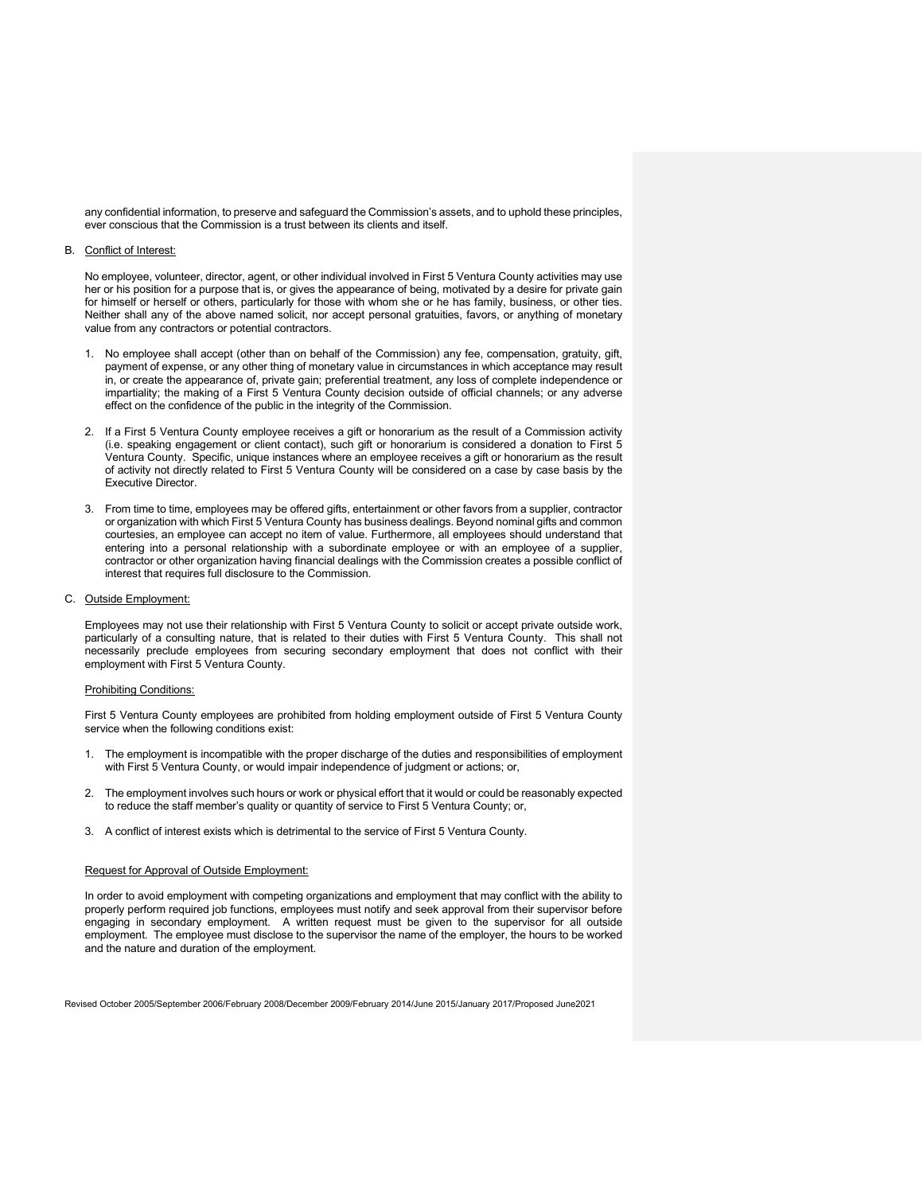any confidential information, to preserve and safeguard the Commission's assets, and to uphold these principles, ever conscious that the Commission is a trust between its clients and itself.

B. Conflict of Interest:

No employee, volunteer, director, agent, or other individual involved in First 5 Ventura County activities may use her or his position for a purpose that is, or gives the appearance of being, motivated by a desire for private gain for himself or herself or others, particularly for those with whom she or he has family, business, or other ties. Neither shall any of the above named solicit, nor accept personal gratuities, favors, or anything of monetary value from any contractors or potential contractors.

1. No employee shall accept (other than on behalf of the Commission) any fee, compensation, gratuity, gift, payment of expense, or any other thing of monetary value in circumstances in which acceptance may result in, or create the appearance of, private gain; preferential treatment, any loss of complete independence or impartiality; the making of a First 5 Ventura County decision outside of official channels; or any adverse effect on the confidence of the public in the integrity of the Commission.

2. If a First 5 Ventura County employee receives a gift or honorarium as the result of a Commission activity (i.e. speaking engagement or client contact), such gift or honorarium is considered a donation to First 5 Ventura County. Specific, unique instances where an employee receives a gift or honorarium as the result of activity not directly related to First 5 Ventura County will be considered on a case by case basis by the Executive Director.

3. From time to time, employees may be offered gifts, entertainment or other favors from a supplier, contractor or organization with which First 5 Ventura County has business dealings. Beyond nominal gifts and common courtesies, an employee can accept no item of value. Furthermore, all employees should understand that entering into a personal relationship with a subordinate employee or with an employee of a supplier, contractor or other organization having financial dealings with the Commission creates a possible conflict of interest that requires full disclosure to the Commission.

C. Outside Employment:

Employees may not use their relationship with First 5 Ventura County to solicit or accept private outside work, particularly of a consulting nature, that is related to their duties with First 5 Ventura County. This shall not necessarily preclude employees from securing secondary employment that does not conflict with their employment with First 5 Ventura County.

Prohibiting Conditions:

First 5 Ventura County employees are prohibited from holding employment outside of First 5 Ventura County service when the following conditions exist:

1. The employment is incompatible with the proper discharge of the duties and responsibilities of employment with First 5 Ventura County, or would impair independence of judgment or actions; or,

2. The employment involves such hours or work or physical effort that it would or could be reasonably expected to reduce the staff member's quality or quantity of service to First 5 Ventura County; or,

3. A conflict of interest exists which is detrimental to the service of First 5 Ventura County.

Request for Approval of Outside Employment:

In order to avoid employment with competing organizations and employment that may conflict with the ability to properly perform required job functions, employees must notify and seek approval from their supervisor before engaging in secondary employment. A written request must be given to the supervisor for all outside employment. The employee must disclose to the supervisor the name of the employer, the hours to be worked and the nature and duration of the employment.

Revised October 2005/September 2006/February 2008/December 2009/February 2014/June 2015/January 2017/Proposed June2021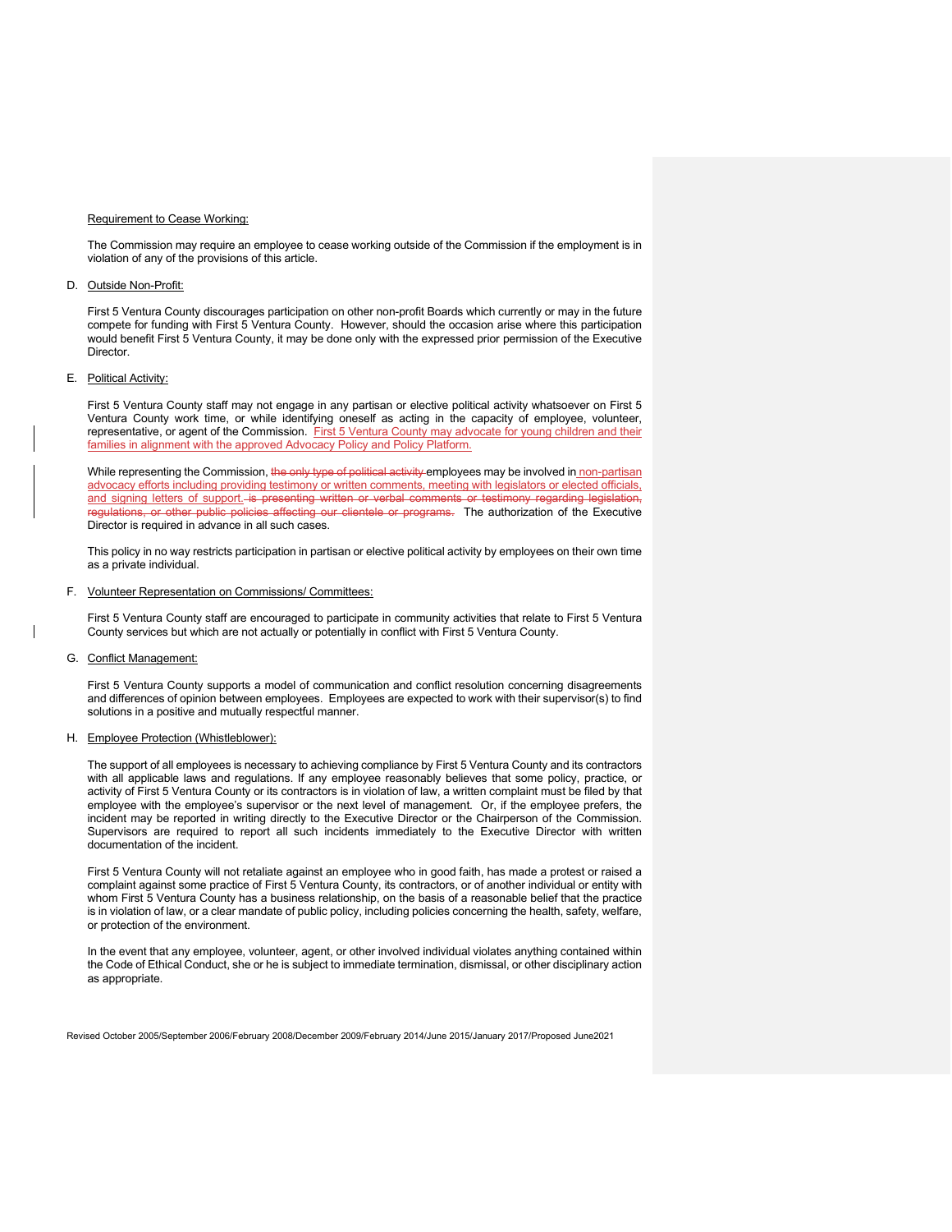Requirement to Cease Working:

The Commission may require an employee to cease working outside of the Commission if the employment is in violation of any of the provisions of this article.

D. Outside Non-Profit:

First 5 Ventura County discourages participation on other non-profit Boards which currently or may in the future compete for funding with First 5 Ventura County. However, should the occasion arise where this participation would benefit First 5 Ventura County, it may be done only with the expressed prior permission of the Executive Director.

E. Political Activity:

First 5 Ventura County staff may not engage in any partisan or elective political activity whatsoever on First 5 Ventura County work time, or while identifying oneself as acting in the capacity of employee, volunteer, representative, or agent of the Commission. First 5 Ventura County may advocate for young children and their families in alignment with the approved Advocacy Policy and Policy Platform.

While representing the Commission, ~~the only type of political activity~~ employees may be involved in non-partisan advocacy efforts including providing testimony or written comments, meeting with legislators or elected officials, and signing letters of support. ~~is presenting written or verbal comments or testimony regarding legislation, regulations, or other public policies affecting our clientele or programs.~~ The authorization of the Executive Director is required in advance in all such cases.

This policy in no way restricts participation in partisan or elective political activity by employees on their own time as a private individual.

F. Volunteer Representation on Commissions/ Committees:

First 5 Ventura County staff are encouraged to participate in community activities that relate to First 5 Ventura County services but which are not actually or potentially in conflict with First 5 Ventura County.

G. Conflict Management:

First 5 Ventura County supports a model of communication and conflict resolution concerning disagreements and differences of opinion between employees. Employees are expected to work with their supervisor(s) to find solutions in a positive and mutually respectful manner.

H. Employee Protection (Whistleblower):

The support of all employees is necessary to achieving compliance by First 5 Ventura County and its contractors with all applicable laws and regulations. If any employee reasonably believes that some policy, practice, or activity of First 5 Ventura County or its contractors is in violation of law, a written complaint must be filed by that employee with the employee's supervisor or the next level of management. Or, if the employee prefers, the incident may be reported in writing directly to the Executive Director or the Chairperson of the Commission. Supervisors are required to report all such incidents immediately to the Executive Director with written documentation of the incident.

First 5 Ventura County will not retaliate against an employee who in good faith, has made a protest or raised a complaint against some practice of First 5 Ventura County, its contractors, or of another individual or entity with whom First 5 Ventura County has a business relationship, on the basis of a reasonable belief that the practice is in violation of law, or a clear mandate of public policy, including policies concerning the health, safety, welfare, or protection of the environment.

In the event that any employee, volunteer, agent, or other involved individual violates anything contained within the Code of Ethical Conduct, she or he is subject to immediate termination, dismissal, or other disciplinary action as appropriate.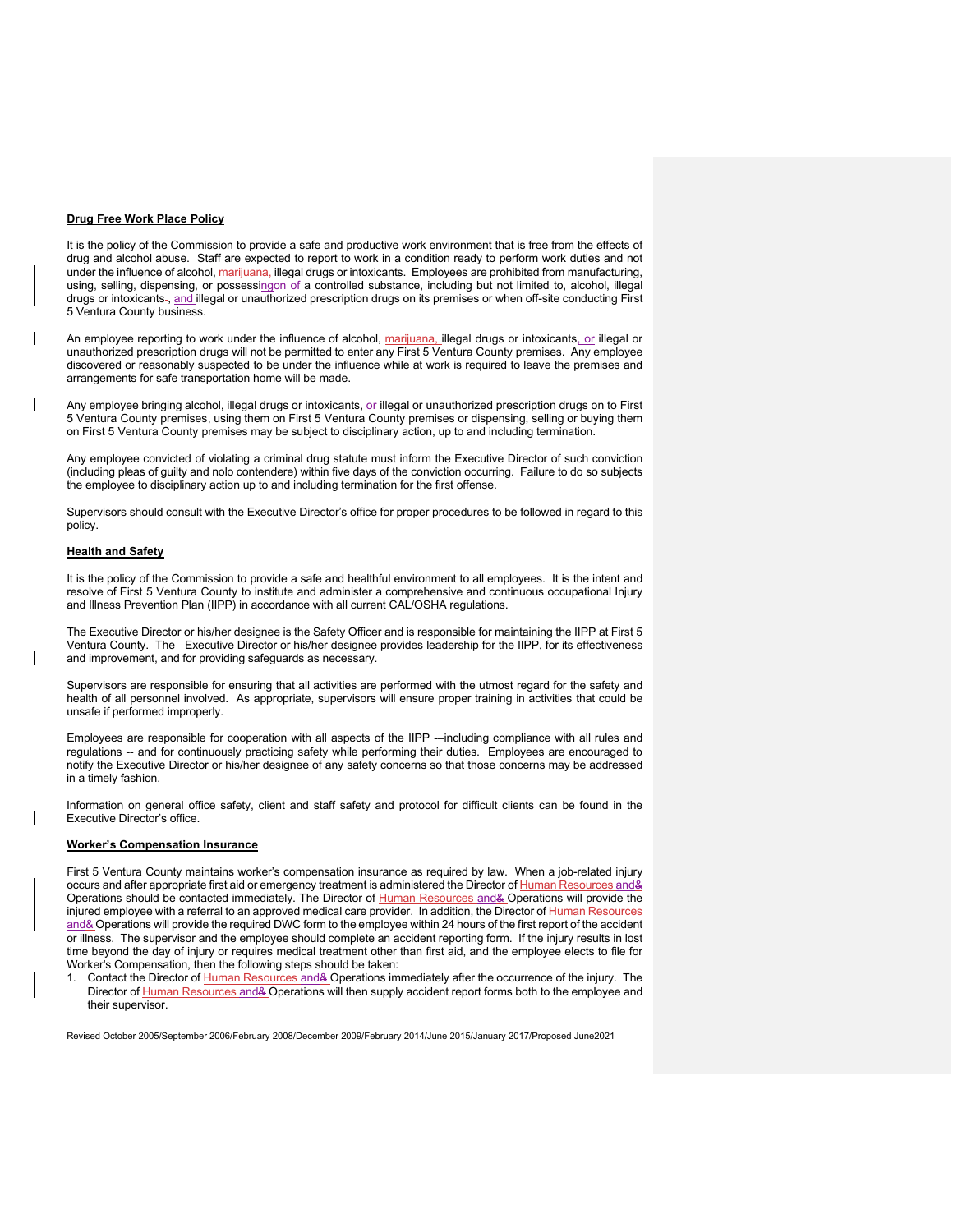**Drug Free Work Place Policy**

It is the policy of the Commission to provide a safe and productive work environment that is free from the effects of drug and alcohol abuse. Staff are expected to report to work in a condition ready to perform work duties and not under the influence of alcohol, marijuana, illegal drugs or intoxicants. Employees are prohibited from manufacturing, using, selling, dispensing, or possessing a controlled substance, including but not limited to, alcohol, illegal drugs or intoxicants, and illegal or unauthorized prescription drugs on its premises or when off-site conducting First 5 Ventura County business.

An employee reporting to work under the influence of alcohol, marijuana, illegal drugs or intoxicants, or illegal or unauthorized prescription drugs will not be permitted to enter any First 5 Ventura County premises. Any employee discovered or reasonably suspected to be under the influence while at work is required to leave the premises and arrangements for safe transportation home will be made.

Any employee bringing alcohol, illegal drugs or intoxicants, or illegal or unauthorized prescription drugs on to First 5 Ventura County premises, using them on First 5 Ventura County premises or dispensing, selling or buying them on First 5 Ventura County premises may be subject to disciplinary action, up to and including termination.

Any employee convicted of violating a criminal drug statute must inform the Executive Director of such conviction (including pleas of guilty and nolo contendere) within five days of the conviction occurring. Failure to do so subjects the employee to disciplinary action up to and including termination for the first offense.

Supervisors should consult with the Executive Director's office for proper procedures to be followed in regard to this policy.

**Health and Safety**

It is the policy of the Commission to provide a safe and healthful environment to all employees. It is the intent and resolve of First 5 Ventura County to institute and administer a comprehensive and continuous occupational Injury and Illness Prevention Plan (IIPP) in accordance with all current CAL/OSHA regulations.

The Executive Director or his/her designee is the Safety Officer and is responsible for maintaining the IIPP at First 5 Ventura County. The Executive Director or his/her designee provides leadership for the IIPP, for its effectiveness and improvement, and for providing safeguards as necessary.

Supervisors are responsible for ensuring that all activities are performed with the utmost regard for the safety and health of all personnel involved. As appropriate, supervisors will ensure proper training in activities that could be unsafe if performed improperly.

Employees are responsible for cooperation with all aspects of the IIPP —including compliance with all rules and regulations -- and for continuously practicing safety while performing their duties. Employees are encouraged to notify the Executive Director or his/her designee of any safety concerns so that those concerns may be addressed in a timely fashion.

Information on general office safety, client and staff safety and protocol for difficult clients can be found in the Executive Director's office.

**Worker's Compensation Insurance**

First 5 Ventura County maintains worker's compensation insurance as required by law. When a job-related injury occurs and after appropriate first aid or emergency treatment is administered the Director of Human Resources and Operations should be contacted immediately. The Director of Human Resources and Operations will provide the injured employee with a referral to an approved medical care provider. In addition, the Director of Human Resources and Operations will provide the required DWC form to the employee within 24 hours of the first report of the accident or illness. The supervisor and the employee should complete an accident reporting form. If the injury results in lost time beyond the day of injury or requires medical treatment other than first aid, and the employee elects to file for Worker's Compensation, then the following steps should be taken:

1. Contact the Director of Human Resources and Operations immediately after the occurrence of the injury. The Director of Human Resources and Operations will then supply accident report forms both to the employee and their supervisor.

Revised October 2005/September 2006/February 2008/December 2009/February 2014/June 2015/January 2017/Proposed June2021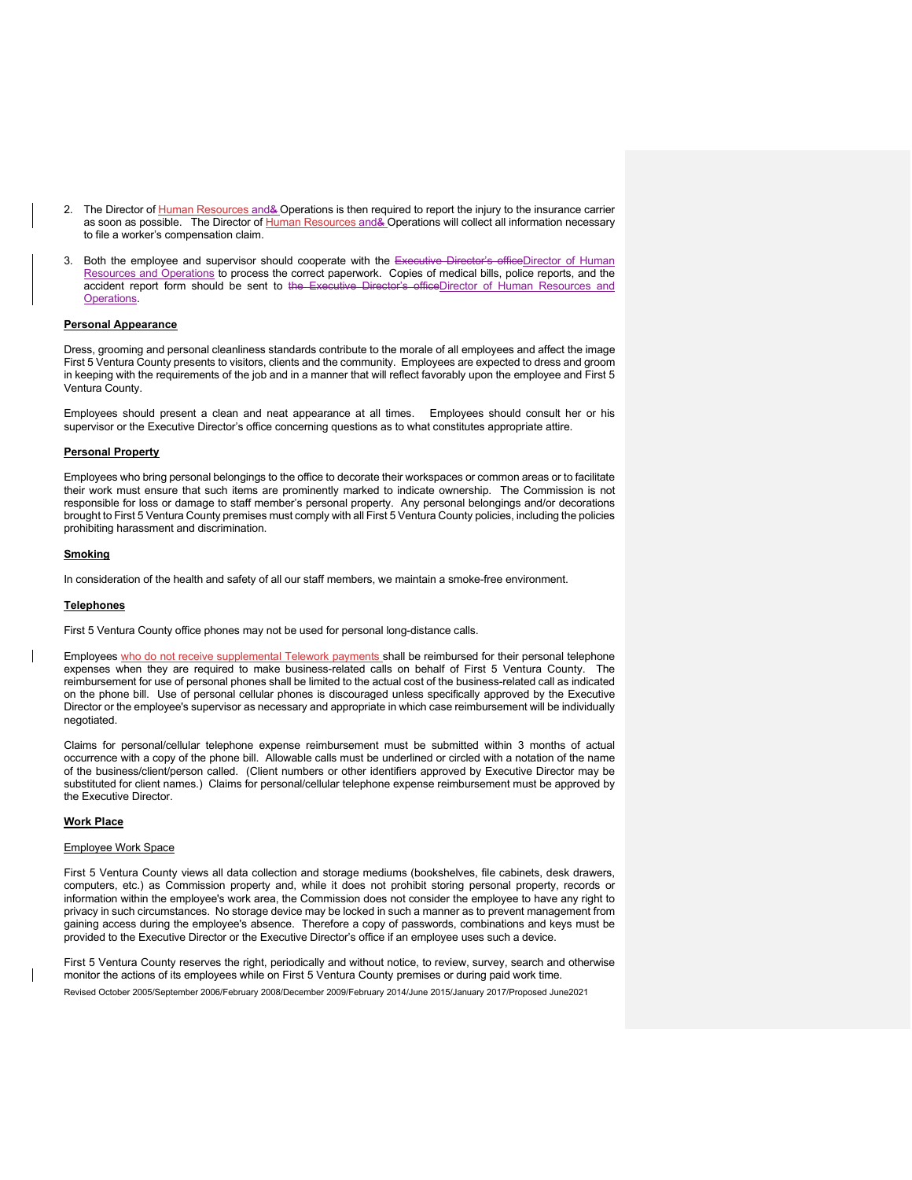2. The Director of Human Resources and& Operations is then required to report the injury to the insurance carrier as soon as possible. The Director of Human Resources and& Operations will collect all information necessary to file a worker's compensation claim.

3. Both the employee and supervisor should cooperate with the Executive Director's officeDirector of Human Resources and Operations to process the correct paperwork. Copies of medical bills, police reports, and the accident report form should be sent to the Executive Director's officeDirector of Human Resources and Operations.

**Personal Appearance**

Dress, grooming and personal cleanliness standards contribute to the morale of all employees and affect the image First 5 Ventura County presents to visitors, clients and the community. Employees are expected to dress and groom in keeping with the requirements of the job and in a manner that will reflect favorably upon the employee and First 5 Ventura County.

Employees should present a clean and neat appearance at all times. Employees should consult her or his supervisor or the Executive Director's office concerning questions as to what constitutes appropriate attire.

**Personal Property**

Employees who bring personal belongings to the office to decorate their workspaces or common areas or to facilitate their work must ensure that such items are prominently marked to indicate ownership. The Commission is not responsible for loss or damage to staff member's personal property. Any personal belongings and/or decorations brought to First 5 Ventura County premises must comply with all First 5 Ventura County policies, including the policies prohibiting harassment and discrimination.

**Smoking**

In consideration of the health and safety of all our staff members, we maintain a smoke-free environment.

**Telephones**

First 5 Ventura County office phones may not be used for personal long-distance calls.

Employees who do not receive supplemental Telework payments shall be reimbursed for their personal telephone expenses when they are required to make business-related calls on behalf of First 5 Ventura County. The reimbursement for use of personal phones shall be limited to the actual cost of the business-related call as indicated on the phone bill. Use of personal cellular phones is discouraged unless specifically approved by the Executive Director or the employee's supervisor as necessary and appropriate in which case reimbursement will be individually negotiated.

Claims for personal/cellular telephone expense reimbursement must be submitted within 3 months of actual occurrence with a copy of the phone bill. Allowable calls must be underlined or circled with a notation of the name of the business/client/person called. (Client numbers or other identifiers approved by Executive Director may be substituted for client names.) Claims for personal/cellular telephone expense reimbursement must be approved by the Executive Director.

**Work Place**

Employee Work Space

First 5 Ventura County views all data collection and storage mediums (bookshelves, file cabinets, desk drawers, computers, etc.) as Commission property and, while it does not prohibit storing personal property, records or information within the employee's work area, the Commission does not consider the employee to have any right to privacy in such circumstances. No storage device may be locked in such a manner as to prevent management from gaining access during the employee's absence. Therefore a copy of passwords, combinations and keys must be provided to the Executive Director or the Executive Director's office if an employee uses such a device.

First 5 Ventura County reserves the right, periodically and without notice, to review, survey, search and otherwise monitor the actions of its employees while on First 5 Ventura County premises or during paid work time.

Revised October 2005/September 2006/February 2008/December 2009/February 2014/June 2015/January 2017/Proposed June2021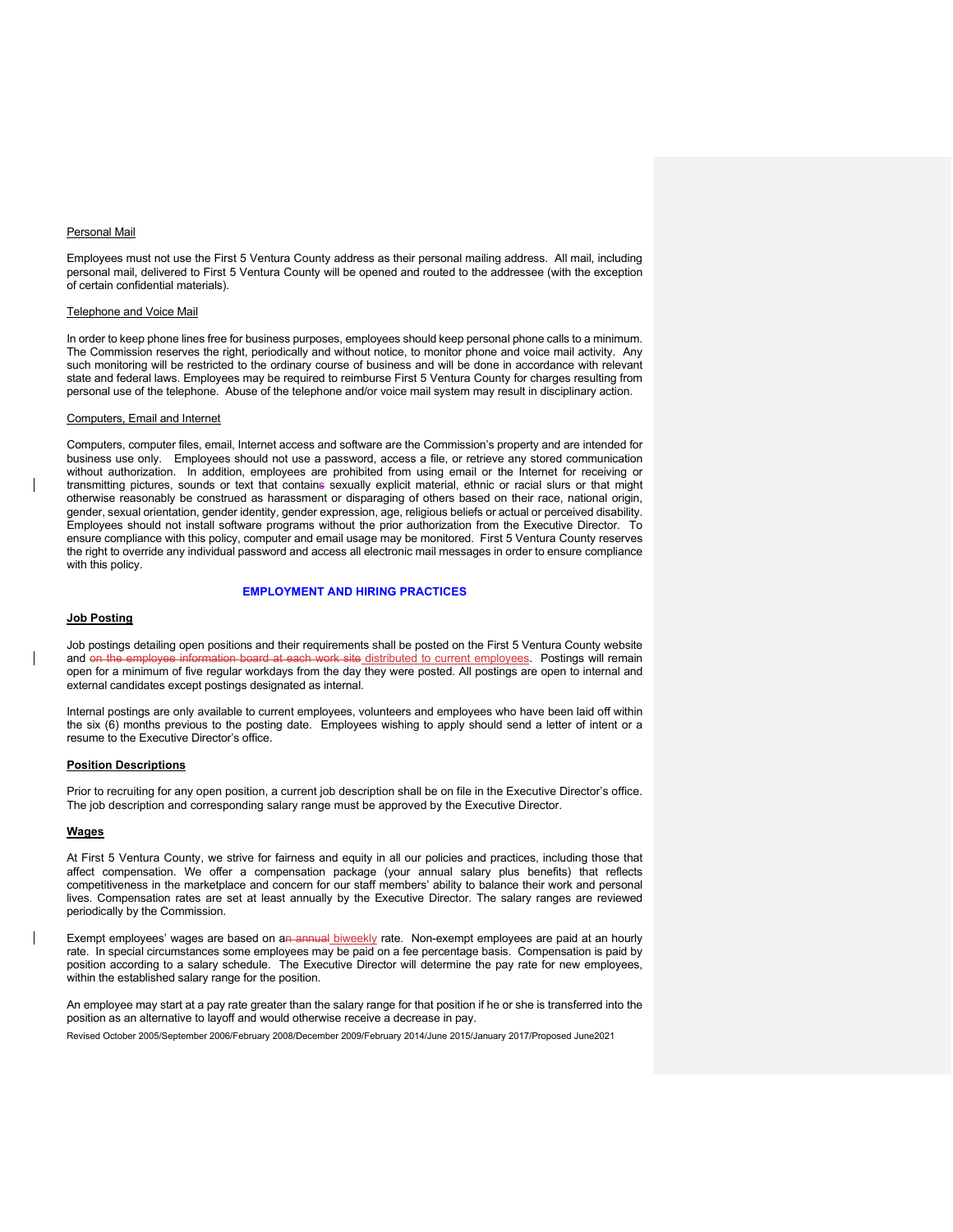Personal Mail

Employees must not use the First 5 Ventura County address as their personal mailing address. All mail, including personal mail, delivered to First 5 Ventura County will be opened and routed to the addressee (with the exception of certain confidential materials).

Telephone and Voice Mail

In order to keep phone lines free for business purposes, employees should keep personal phone calls to a minimum. The Commission reserves the right, periodically and without notice, to monitor phone and voice mail activity. Any such monitoring will be restricted to the ordinary course of business and will be done in accordance with relevant state and federal laws. Employees may be required to reimburse First 5 Ventura County for charges resulting from personal use of the telephone. Abuse of the telephone and/or voice mail system may result in disciplinary action.

Computers, Email and Internet

Computers, computer files, email, Internet access and software are the Commission's property and are intended for business use only. Employees should not use a password, access a file, or retrieve any stored communication without authorization. In addition, employees are prohibited from using email or the Internet for receiving or transmitting pictures, sounds or text that contain~~s~~ sexually explicit material, ethnic or racial slurs or that might otherwise reasonably be construed as harassment or disparaging of others based on their race, national origin, gender, sexual orientation, gender identity, gender expression, age, religious beliefs or actual or perceived disability. Employees should not install software programs without the prior authorization from the Executive Director. To ensure compliance with this policy, computer and email usage may be monitored. First 5 Ventura County reserves the right to override any individual password and access all electronic mail messages in order to ensure compliance with this policy.

## EMPLOYMENT AND HIRING PRACTICES

**Job Posting**

Job postings detailing open positions and their requirements shall be posted on the First 5 Ventura County website and ~~on the employee information board at each work site~~ distributed to current employees. Postings will remain open for a minimum of five regular workdays from the day they were posted. All postings are open to internal and external candidates except postings designated as internal.

Internal postings are only available to current employees, volunteers and employees who have been laid off within the six (6) months previous to the posting date. Employees wishing to apply should send a letter of intent or a resume to the Executive Director's office.

**Position Descriptions**

Prior to recruiting for any open position, a current job description shall be on file in the Executive Director's office. The job description and corresponding salary range must be approved by the Executive Director.

**Wages**

At First 5 Ventura County, we strive for fairness and equity in all our policies and practices, including those that affect compensation. We offer a compensation package (your annual salary plus benefits) that reflects competitiveness in the marketplace and concern for our staff members' ability to balance their work and personal lives. Compensation rates are set at least annually by the Executive Director. The salary ranges are reviewed periodically by the Commission.

Exempt employees' wages are based on a~~n annual~~ biweekly rate. Non-exempt employees are paid at an hourly rate. In special circumstances some employees may be paid on a fee percentage basis. Compensation is paid by position according to a salary schedule. The Executive Director will determine the pay rate for new employees, within the established salary range for the position.

An employee may start at a pay rate greater than the salary range for that position if he or she is transferred into the position as an alternative to layoff and would otherwise receive a decrease in pay.

Revised October 2005/September 2006/February 2008/December 2009/February 2014/June 2015/January 2017/Proposed June2021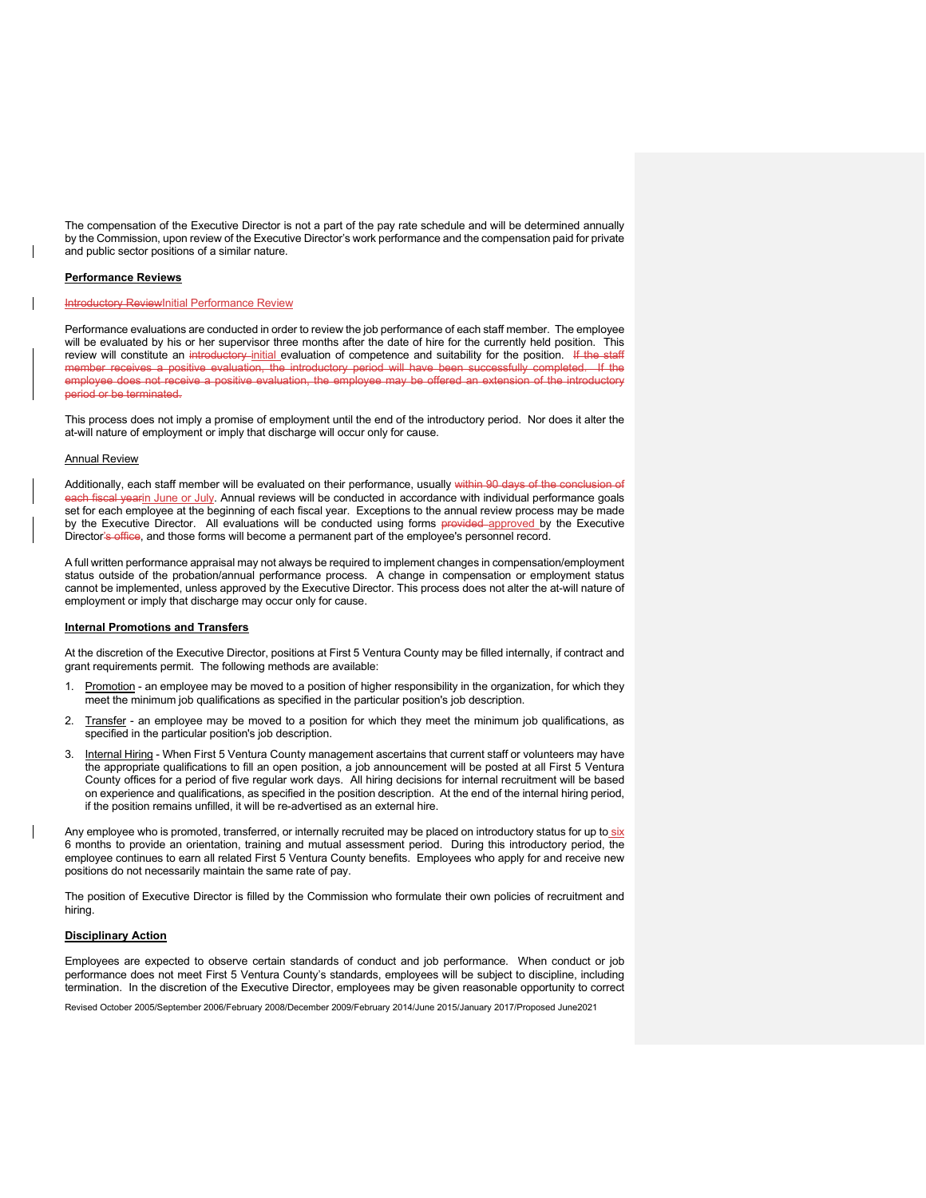The compensation of the Executive Director is not a part of the pay rate schedule and will be determined annually by the Commission, upon review of the Executive Director's work performance and the compensation paid for private and public sector positions of a similar nature.

**Performance Reviews**

~~Introductory Review~~Initial Performance Review

Performance evaluations are conducted in order to review the job performance of each staff member. The employee will be evaluated by his or her supervisor three months after the date of hire for the currently held position. This review will constitute an ~~introductory~~ initial evaluation of competence and suitability for the position. ~~If the staff member receives a positive evaluation, the introductory period will have been successfully completed. If the employee does not receive a positive evaluation, the employee may be offered an extension of the introductory period or be terminated.~~

This process does not imply a promise of employment until the end of the introductory period. Nor does it alter the at-will nature of employment or imply that discharge will occur only for cause.

Annual Review

Additionally, each staff member will be evaluated on their performance, usually ~~within 90 days of the conclusion of each fiscal year~~in June or July. Annual reviews will be conducted in accordance with individual performance goals set for each employee at the beginning of each fiscal year. Exceptions to the annual review process may be made by the Executive Director. All evaluations will be conducted using forms ~~provided~~ approved by the Executive Director~~'s office~~, and those forms will become a permanent part of the employee's personnel record.

A full written performance appraisal may not always be required to implement changes in compensation/employment status outside of the probation/annual performance process. A change in compensation or employment status cannot be implemented, unless approved by the Executive Director. This process does not alter the at-will nature of employment or imply that discharge may occur only for cause.

**Internal Promotions and Transfers**

At the discretion of the Executive Director, positions at First 5 Ventura County may be filled internally, if contract and grant requirements permit. The following methods are available:

1. Promotion - an employee may be moved to a position of higher responsibility in the organization, for which they meet the minimum job qualifications as specified in the particular position's job description.
2. Transfer - an employee may be moved to a position for which they meet the minimum job qualifications, as specified in the particular position's job description.
3. Internal Hiring - When First 5 Ventura County management ascertains that current staff or volunteers may have the appropriate qualifications to fill an open position, a job announcement will be posted at all First 5 Ventura County offices for a period of five regular work days. All hiring decisions for internal recruitment will be based on experience and qualifications, as specified in the position description. At the end of the internal hiring period, if the position remains unfilled, it will be re-advertised as an external hire.

Any employee who is promoted, transferred, or internally recruited may be placed on introductory status for up to six 6 months to provide an orientation, training and mutual assessment period. During this introductory period, the employee continues to earn all related First 5 Ventura County benefits. Employees who apply for and receive new positions do not necessarily maintain the same rate of pay.

The position of Executive Director is filled by the Commission who formulate their own policies of recruitment and hiring.

**Disciplinary Action**

Employees are expected to observe certain standards of conduct and job performance. When conduct or job performance does not meet First 5 Ventura County's standards, employees will be subject to discipline, including termination. In the discretion of the Executive Director, employees may be given reasonable opportunity to correct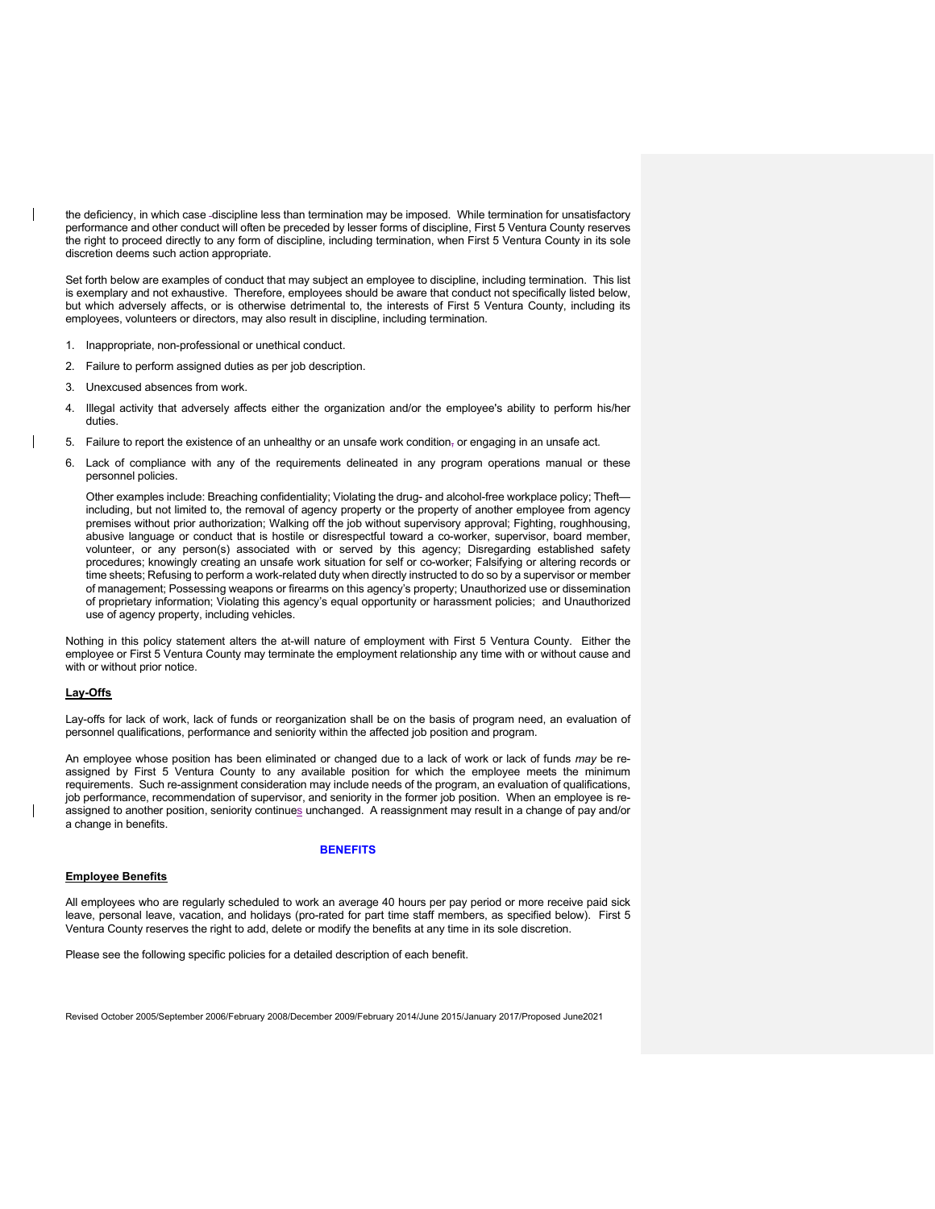the deficiency, in which case discipline less than termination may be imposed. While termination for unsatisfactory performance and other conduct will often be preceded by lesser forms of discipline, First 5 Ventura County reserves the right to proceed directly to any form of discipline, including termination, when First 5 Ventura County in its sole discretion deems such action appropriate.

Set forth below are examples of conduct that may subject an employee to discipline, including termination. This list is exemplary and not exhaustive. Therefore, employees should be aware that conduct not specifically listed below, but which adversely affects, or is otherwise detrimental to, the interests of First 5 Ventura County, including its employees, volunteers or directors, may also result in discipline, including termination.

1. Inappropriate, non-professional or unethical conduct.
2. Failure to perform assigned duties as per job description.
3. Unexcused absences from work.
4. Illegal activity that adversely affects either the organization and/or the employee's ability to perform his/her duties.
5. Failure to report the existence of an unhealthy or an unsafe work condition, or engaging in an unsafe act.
6. Lack of compliance with any of the requirements delineated in any program operations manual or these personnel policies.

   Other examples include: Breaching confidentiality; Violating the drug- and alcohol-free workplace policy; Theft—including, but not limited to, the removal of agency property or the property of another employee from agency premises without prior authorization; Walking off the job without supervisory approval; Fighting, roughhousing, abusive language or conduct that is hostile or disrespectful toward a co-worker, supervisor, board member, volunteer, or any person(s) associated with or served by this agency; Disregarding established safety procedures; knowingly creating an unsafe work situation for self or co-worker; Falsifying or altering records or time sheets; Refusing to perform a work-related duty when directly instructed to do so by a supervisor or member of management; Possessing weapons or firearms on this agency's property; Unauthorized use or dissemination of proprietary information; Violating this agency's equal opportunity or harassment policies; and Unauthorized use of agency property, including vehicles.

Nothing in this policy statement alters the at-will nature of employment with First 5 Ventura County. Either the employee or First 5 Ventura County may terminate the employment relationship any time with or without cause and with or without prior notice.

**Lay-Offs**

Lay-offs for lack of work, lack of funds or reorganization shall be on the basis of program need, an evaluation of personnel qualifications, performance and seniority within the affected job position and program.

An employee whose position has been eliminated or changed due to a lack of work or lack of funds *may* be re-assigned by First 5 Ventura County to any available position for which the employee meets the minimum requirements. Such re-assignment consideration may include needs of the program, an evaluation of qualifications, job performance, recommendation of supervisor, and seniority in the former job position. When an employee is re-assigned to another position, seniority continues unchanged. A reassignment may result in a change of pay and/or a change in benefits.

## BENEFITS

**Employee Benefits**

All employees who are regularly scheduled to work an average 40 hours per pay period or more receive paid sick leave, personal leave, vacation, and holidays (pro-rated for part time staff members, as specified below). First 5 Ventura County reserves the right to add, delete or modify the benefits at any time in its sole discretion.

Please see the following specific policies for a detailed description of each benefit.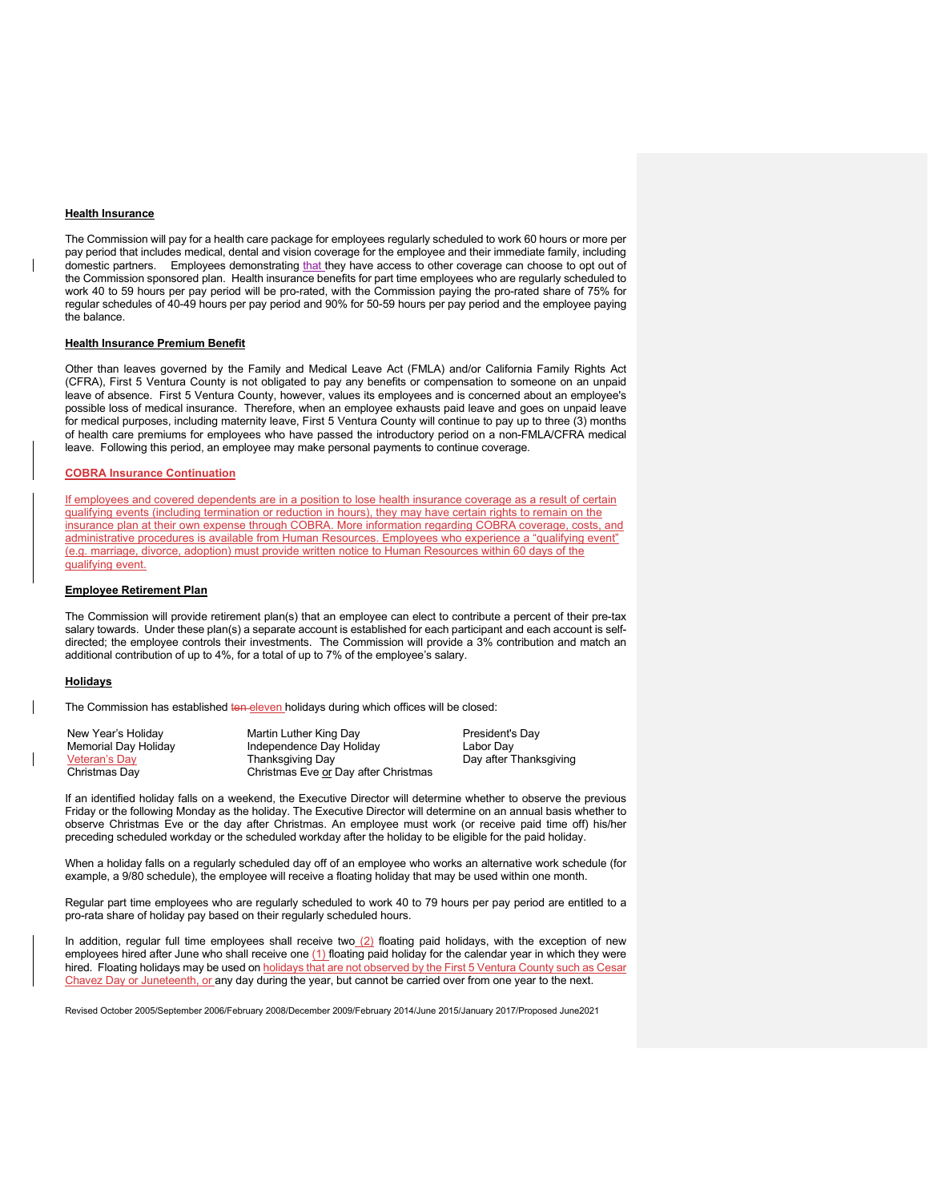**Health Insurance**

The Commission will pay for a health care package for employees regularly scheduled to work 60 hours or more per pay period that includes medical, dental and vision coverage for the employee and their immediate family, including domestic partners. Employees demonstrating that they have access to other coverage can choose to opt out of the Commission sponsored plan. Health insurance benefits for part time employees who are regularly scheduled to work 40 to 59 hours per pay period will be pro-rated, with the Commission paying the pro-rated share of 75% for regular schedules of 40-49 hours per pay period and 90% for 50-59 hours per pay period and the employee paying the balance.

**Health Insurance Premium Benefit**

Other than leaves governed by the Family and Medical Leave Act (FMLA) and/or California Family Rights Act (CFRA), First 5 Ventura County is not obligated to pay any benefits or compensation to someone on an unpaid leave of absence. First 5 Ventura County, however, values its employees and is concerned about an employee's possible loss of medical insurance. Therefore, when an employee exhausts paid leave and goes on unpaid leave for medical purposes, including maternity leave, First 5 Ventura County will continue to pay up to three (3) months of health care premiums for employees who have passed the introductory period on a non-FMLA/CFRA medical leave. Following this period, an employee may make personal payments to continue coverage.

**COBRA Insurance Continuation**

If employees and covered dependents are in a position to lose health insurance coverage as a result of certain qualifying events (including termination or reduction in hours), they may have certain rights to remain on the insurance plan at their own expense through COBRA. More information regarding COBRA coverage, costs, and administrative procedures is available from Human Resources. Employees who experience a "qualifying event" (e.g. marriage, divorce, adoption) must provide written notice to Human Resources within 60 days of the qualifying event.

**Employee Retirement Plan**

The Commission will provide retirement plan(s) that an employee can elect to contribute a percent of their pre-tax salary towards. Under these plan(s) a separate account is established for each participant and each account is self-directed; the employee controls their investments. The Commission will provide a 3% contribution and match an additional contribution of up to 4%, for a total of up to 7% of the employee's salary.

**Holidays**

The Commission has established ~~ten~~ eleven holidays during which offices will be closed:

| | | |
|---|---|---|
| New Year's Holiday | Martin Luther King Day | President's Day |
| Memorial Day Holiday | Independence Day Holiday | Labor Day |
| Veteran's Day | Thanksgiving Day | Day after Thanksgiving |
| Christmas Day | Christmas Eve or Day after Christmas | |

If an identified holiday falls on a weekend, the Executive Director will determine whether to observe the previous Friday or the following Monday as the holiday. The Executive Director will determine on an annual basis whether to observe Christmas Eve or the day after Christmas. An employee must work (or receive paid time off) his/her preceding scheduled workday or the scheduled workday after the holiday to be eligible for the paid holiday.

When a holiday falls on a regularly scheduled day off of an employee who works an alternative work schedule (for example, a 9/80 schedule), the employee will receive a floating holiday that may be used within one month.

Regular part time employees who are regularly scheduled to work 40 to 79 hours per pay period are entitled to a pro-rata share of holiday pay based on their regularly scheduled hours.

In addition, regular full time employees shall receive two (2) floating paid holidays, with the exception of new employees hired after June who shall receive one (1) floating paid holiday for the calendar year in which they were hired. Floating holidays may be used on holidays that are not observed by the First 5 Ventura County such as Cesar Chavez Day or Juneteenth, or any day during the year, but cannot be carried over from one year to the next.

Revised October 2005/September 2006/February 2008/December 2009/February 2014/June 2015/January 2017/Proposed June2021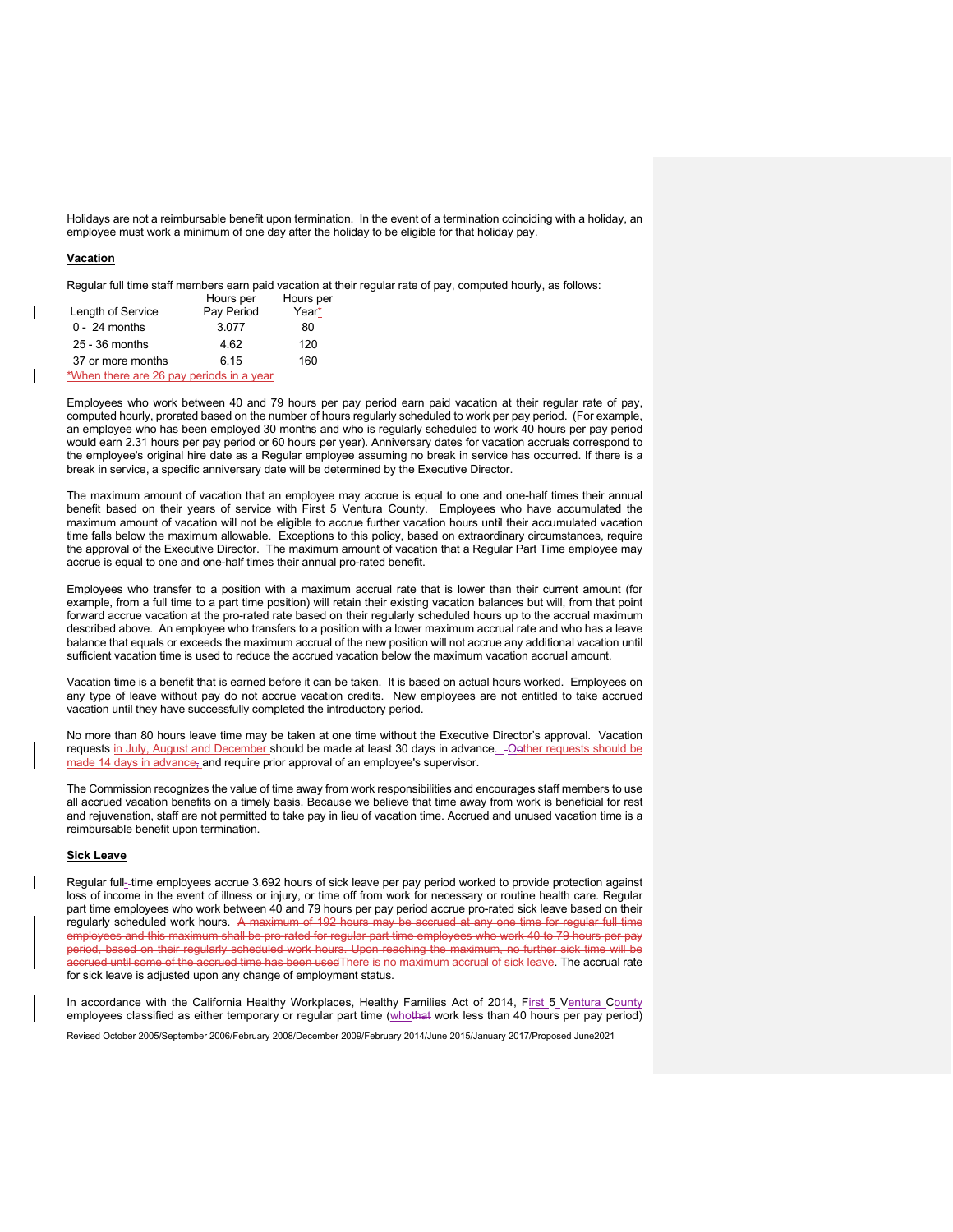Holidays are not a reimbursable benefit upon termination. In the event of a termination coinciding with a holiday, an employee must work a minimum of one day after the holiday to be eligible for that holiday pay.

**Vacation**

Regular full time staff members earn paid vacation at their regular rate of pay, computed hourly, as follows:

| Length of Service | Hours per Pay Period | Hours per Year* |
|---|---|---|
| 0 - 24 months | 3.077 | 80 |
| 25 - 36 months | 4.62 | 120 |
| 37 or more months | 6.15 | 160 |

*When there are 26 pay periods in a year

Employees who work between 40 and 79 hours per pay period earn paid vacation at their regular rate of pay, computed hourly, prorated based on the number of hours regularly scheduled to work per pay period. (For example, an employee who has been employed 30 months and who is regularly scheduled to work 40 hours per pay period would earn 2.31 hours per pay period or 60 hours per year). Anniversary dates for vacation accruals correspond to the employee's original hire date as a Regular employee assuming no break in service has occurred. If there is a break in service, a specific anniversary date will be determined by the Executive Director.

The maximum amount of vacation that an employee may accrue is equal to one and one-half times their annual benefit based on their years of service with First 5 Ventura County. Employees who have accumulated the maximum amount of vacation will not be eligible to accrue further vacation hours until their accumulated vacation time falls below the maximum allowable. Exceptions to this policy, based on extraordinary circumstances, require the approval of the Executive Director. The maximum amount of vacation that a Regular Part Time employee may accrue is equal to one and one-half times their annual pro-rated benefit.

Employees who transfer to a position with a maximum accrual rate that is lower than their current amount (for example, from a full time to a part time position) will retain their existing vacation balances but will, from that point forward accrue vacation at the pro-rated rate based on their regularly scheduled hours up to the accrual maximum described above. An employee who transfers to a position with a lower maximum accrual rate and who has a leave balance that equals or exceeds the maximum accrual of the new position will not accrue any additional vacation until sufficient vacation time is used to reduce the accrued vacation below the maximum vacation accrual amount.

Vacation time is a benefit that is earned before it can be taken. It is based on actual hours worked. Employees on any type of leave without pay do not accrue vacation credits. New employees are not entitled to take accrued vacation until they have successfully completed the introductory period.

No more than 80 hours leave time may be taken at one time without the Executive Director's approval. Vacation requests in July, August and December should be made at least 30 days in advance. ~~o~~Other requests should be made 14 days in advance~~,~~ and require prior approval of an employee's supervisor.

The Commission recognizes the value of time away from work responsibilities and encourages staff members to use all accrued vacation benefits on a timely basis. Because we believe that time away from work is beneficial for rest and rejuvenation, staff are not permitted to take pay in lieu of vacation time. Accrued and unused vacation time is a reimbursable benefit upon termination.

**Sick Leave**

Regular full~~-~~ time employees accrue 3.692 hours of sick leave per pay period worked to provide protection against loss of income in the event of illness or injury, or time off from work for necessary or routine health care. Regular part time employees who work between 40 and 79 hours per pay period accrue pro-rated sick leave based on their regularly scheduled work hours. ~~A maximum of 192 hours may be accrued at any one time for regular full time employees and this maximum shall be pro-rated for regular part time employees who work 40 to 79 hours per pay period, based on their regularly scheduled work hours. Upon reaching the maximum, no further sick time will be accrued until some of the accrued time has been used~~There is no maximum accrual of sick leave. The accrual rate for sick leave is adjusted upon any change of employment status.

In accordance with the California Healthy Workplaces, Healthy Families Act of 2014, First 5 Ventura County employees classified as either temporary or regular part time (who~~that~~ work less than 40 hours per pay period)

Revised October 2005/September 2006/February 2008/December 2009/February 2014/June 2015/January 2017/Proposed June2021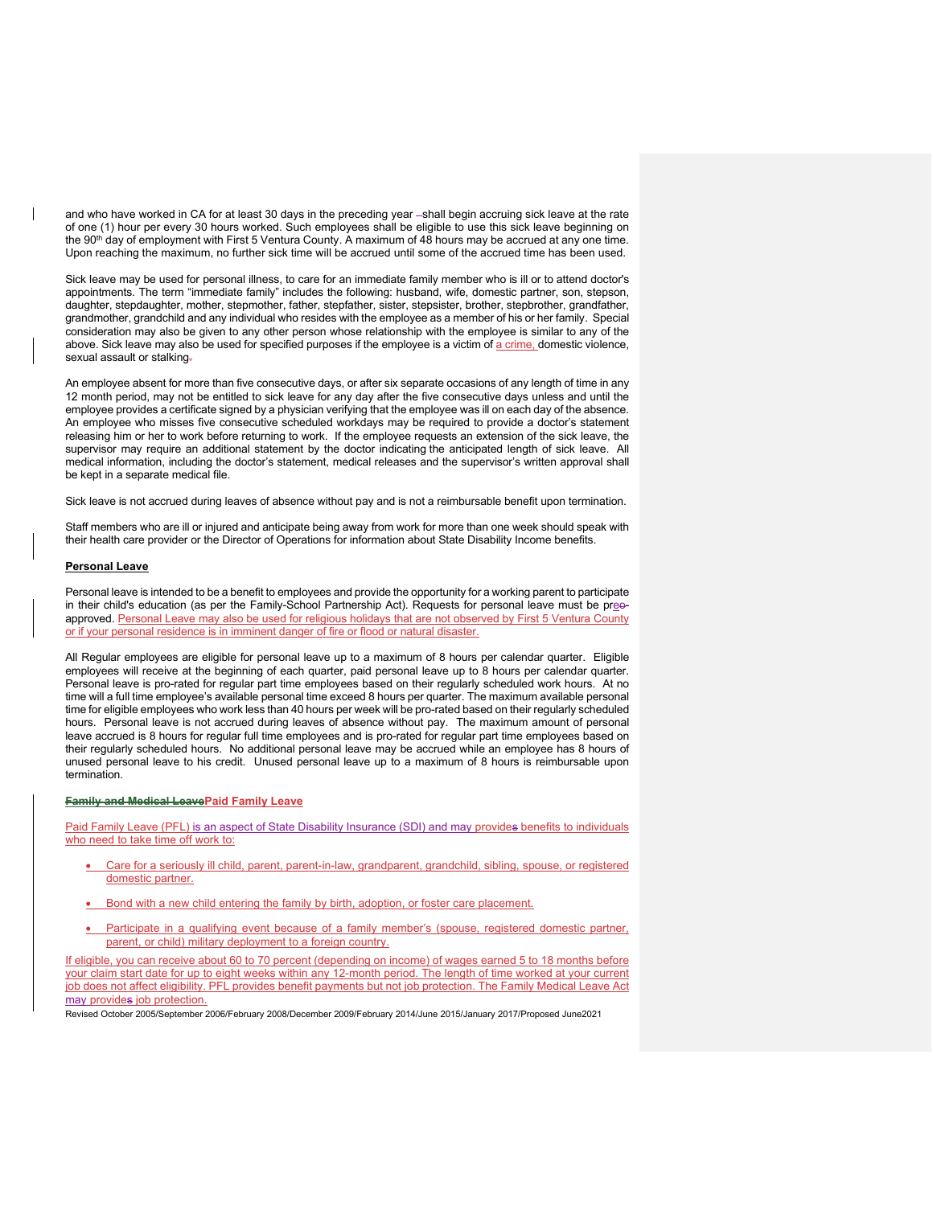and who have worked in CA for at least 30 days in the preceding year shall begin accruing sick leave at the rate of one (1) hour per every 30 hours worked. Such employees shall be eligible to use this sick leave beginning on the 90th day of employment with First 5 Ventura County. A maximum of 48 hours may be accrued at any one time. Upon reaching the maximum, no further sick time will be accrued until some of the accrued time has been used.

Sick leave may be used for personal illness, to care for an immediate family member who is ill or to attend doctor's appointments. The term "immediate family" includes the following: husband, wife, domestic partner, son, stepson, daughter, stepdaughter, mother, stepmother, father, stepfather, sister, stepsister, brother, stepbrother, grandfather, grandmother, grandchild and any individual who resides with the employee as a member of his or her family. Special consideration may also be given to any other person whose relationship with the employee is similar to any of the above. Sick leave may also be used for specified purposes if the employee is a victim of a crime, domestic violence, sexual assault or stalking.

An employee absent for more than five consecutive days, or after six separate occasions of any length of time in any 12 month period, may not be entitled to sick leave for any day after the five consecutive days unless and until the employee provides a certificate signed by a physician verifying that the employee was ill on each day of the absence. An employee who misses five consecutive scheduled workdays may be required to provide a doctor's statement releasing him or her to work before returning to work. If the employee requests an extension of the sick leave, the supervisor may require an additional statement by the doctor indicating the anticipated length of sick leave. All medical information, including the doctor's statement, medical releases and the supervisor's written approval shall be kept in a separate medical file.

Sick leave is not accrued during leaves of absence without pay and is not a reimbursable benefit upon termination.

Staff members who are ill or injured and anticipate being away from work for more than one week should speak with their health care provider or the Director of Operations for information about State Disability Income benefits.

**Personal Leave**

Personal leave is intended to be a benefit to employees and provide the opportunity for a working parent to participate in their child's education (as per the Family-School Partnership Act). Requests for personal leave must be pre-approved. Personal Leave may also be used for religious holidays that are not observed by First 5 Ventura County or if your personal residence is in imminent danger of fire or flood or natural disaster.

All Regular employees are eligible for personal leave up to a maximum of 8 hours per calendar quarter. Eligible employees will receive at the beginning of each quarter, paid personal leave up to 8 hours per calendar quarter. Personal leave is pro-rated for regular part time employees based on their regularly scheduled work hours. At no time will a full time employee's available personal time exceed 8 hours per quarter. The maximum available personal time for eligible employees who work less than 40 hours per week will be pro-rated based on their regularly scheduled hours. Personal leave is not accrued during leaves of absence without pay. The maximum amount of personal leave accrued is 8 hours for regular full time employees and is pro-rated for regular part time employees based on their regularly scheduled hours. No additional personal leave may be accrued while an employee has 8 hours of unused personal leave to his credit. Unused personal leave up to a maximum of 8 hours is reimbursable upon termination.

**Paid Family Leave**

Paid Family Leave (PFL) is an aspect of State Disability Insurance (SDI) and may provide benefits to individuals who need to take time off work to:

- Care for a seriously ill child, parent, parent-in-law, grandparent, grandchild, sibling, spouse, or registered domestic partner.
- Bond with a new child entering the family by birth, adoption, or foster care placement.
- Participate in a qualifying event because of a family member's (spouse, registered domestic partner, parent, or child) military deployment to a foreign country.

If eligible, you can receive about 60 to 70 percent (depending on income) of wages earned 5 to 18 months before your claim start date for up to eight weeks within any 12-month period. The length of time worked at your current job does not affect eligibility. PFL provides benefit payments but not job protection. The Family Medical Leave Act may provide job protection.

Revised October 2005/September 2006/February 2008/December 2009/February 2014/June 2015/January 2017/Proposed June2021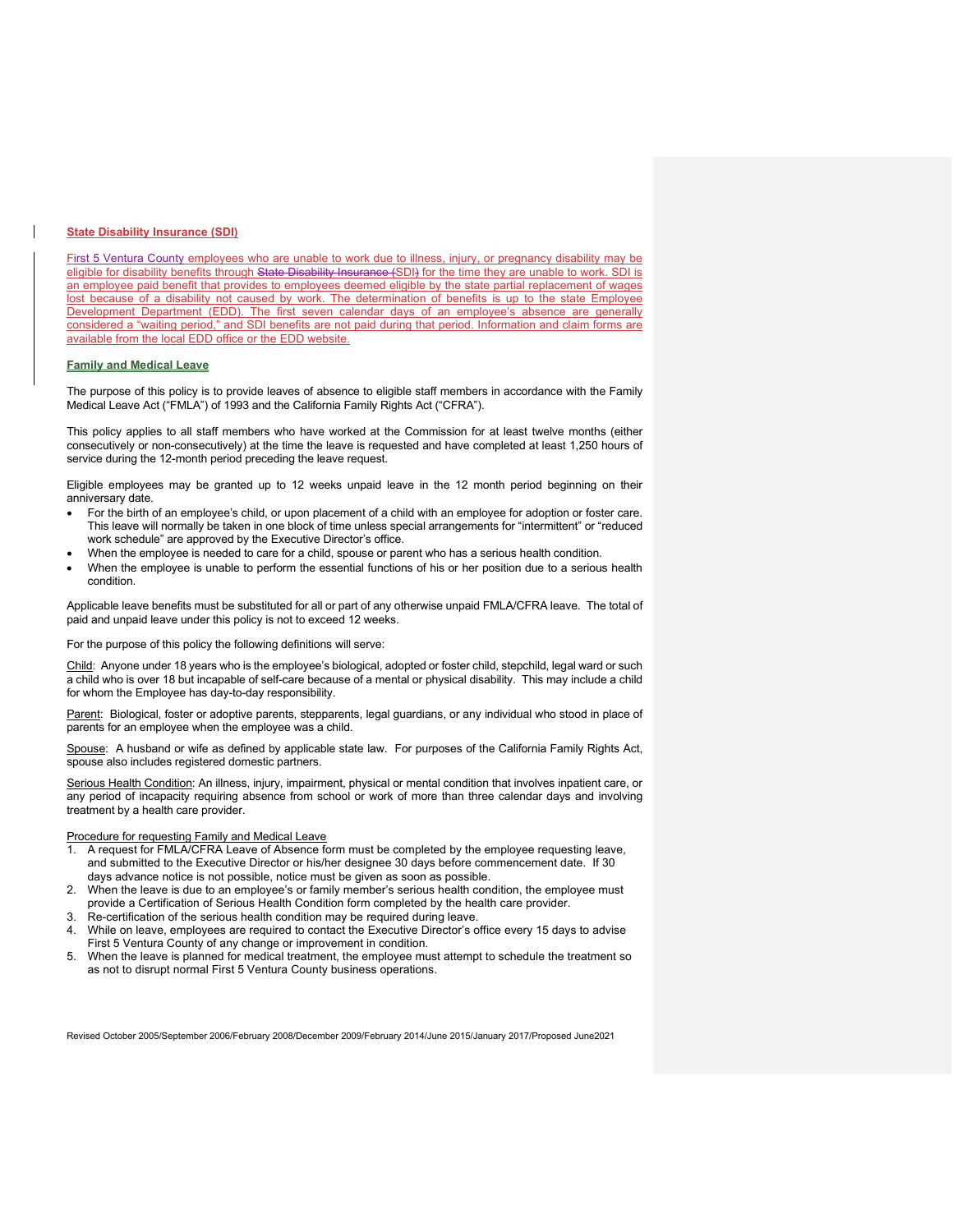**State Disability Insurance (SDI)**

First 5 Ventura County employees who are unable to work due to illness, injury, or pregnancy disability may be eligible for disability benefits through ~~State Disability Insurance (~~SDI~~)~~ for the time they are unable to work. SDI is an employee paid benefit that provides to employees deemed eligible by the state partial replacement of wages lost because of a disability not caused by work. The determination of benefits is up to the state Employee Development Department (EDD). The first seven calendar days of an employee's absence are generally considered a "waiting period," and SDI benefits are not paid during that period. Information and claim forms are available from the local EDD office or the EDD website.

**Family and Medical Leave**

The purpose of this policy is to provide leaves of absence to eligible staff members in accordance with the Family Medical Leave Act ("FMLA") of 1993 and the California Family Rights Act ("CFRA").

This policy applies to all staff members who have worked at the Commission for at least twelve months (either consecutively or non-consecutively) at the time the leave is requested and have completed at least 1,250 hours of service during the 12-month period preceding the leave request.

Eligible employees may be granted up to 12 weeks unpaid leave in the 12 month period beginning on their anniversary date.

- For the birth of an employee's child, or upon placement of a child with an employee for adoption or foster care. This leave will normally be taken in one block of time unless special arrangements for "intermittent" or "reduced work schedule" are approved by the Executive Director's office.
- When the employee is needed to care for a child, spouse or parent who has a serious health condition.
- When the employee is unable to perform the essential functions of his or her position due to a serious health condition.

Applicable leave benefits must be substituted for all or part of any otherwise unpaid FMLA/CFRA leave. The total of paid and unpaid leave under this policy is not to exceed 12 weeks.

For the purpose of this policy the following definitions will serve:

Child: Anyone under 18 years who is the employee's biological, adopted or foster child, stepchild, legal ward or such a child who is over 18 but incapable of self-care because of a mental or physical disability. This may include a child for whom the Employee has day-to-day responsibility.

Parent: Biological, foster or adoptive parents, stepparents, legal guardians, or any individual who stood in place of parents for an employee when the employee was a child.

Spouse: A husband or wife as defined by applicable state law. For purposes of the California Family Rights Act, spouse also includes registered domestic partners.

Serious Health Condition: An illness, injury, impairment, physical or mental condition that involves inpatient care, or any period of incapacity requiring absence from school or work of more than three calendar days and involving treatment by a health care provider.

Procedure for requesting Family and Medical Leave

1. A request for FMLA/CFRA Leave of Absence form must be completed by the employee requesting leave, and submitted to the Executive Director or his/her designee 30 days before commencement date. If 30 days advance notice is not possible, notice must be given as soon as possible.
2. When the leave is due to an employee's or family member's serious health condition, the employee must provide a Certification of Serious Health Condition form completed by the health care provider.
3. Re-certification of the serious health condition may be required during leave.
4. While on leave, employees are required to contact the Executive Director's office every 15 days to advise First 5 Ventura County of any change or improvement in condition.
5. When the leave is planned for medical treatment, the employee must attempt to schedule the treatment so as not to disrupt normal First 5 Ventura County business operations.

Revised October 2005/September 2006/February 2008/December 2009/February 2014/June 2015/January 2017/Proposed June2021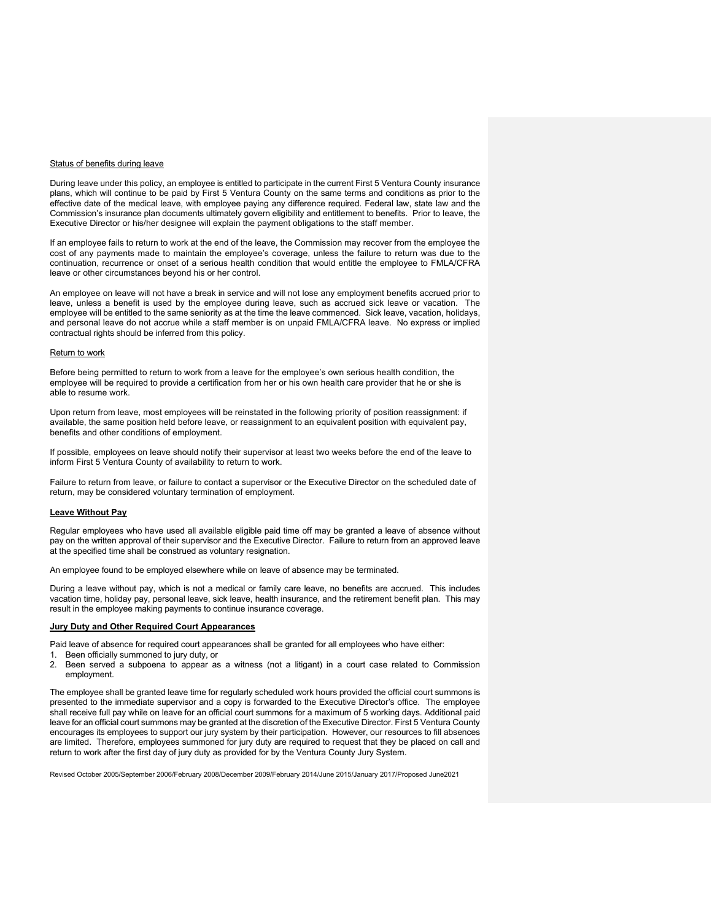Status of benefits during leave

During leave under this policy, an employee is entitled to participate in the current First 5 Ventura County insurance plans, which will continue to be paid by First 5 Ventura County on the same terms and conditions as prior to the effective date of the medical leave, with employee paying any difference required. Federal law, state law and the Commission's insurance plan documents ultimately govern eligibility and entitlement to benefits. Prior to leave, the Executive Director or his/her designee will explain the payment obligations to the staff member.

If an employee fails to return to work at the end of the leave, the Commission may recover from the employee the cost of any payments made to maintain the employee's coverage, unless the failure to return was due to the continuation, recurrence or onset of a serious health condition that would entitle the employee to FMLA/CFRA leave or other circumstances beyond his or her control.

An employee on leave will not have a break in service and will not lose any employment benefits accrued prior to leave, unless a benefit is used by the employee during leave, such as accrued sick leave or vacation. The employee will be entitled to the same seniority as at the time the leave commenced. Sick leave, vacation, holidays, and personal leave do not accrue while a staff member is on unpaid FMLA/CFRA leave. No express or implied contractual rights should be inferred from this policy.

Return to work

Before being permitted to return to work from a leave for the employee's own serious health condition, the employee will be required to provide a certification from her or his own health care provider that he or she is able to resume work.

Upon return from leave, most employees will be reinstated in the following priority of position reassignment: if available, the same position held before leave, or reassignment to an equivalent position with equivalent pay, benefits and other conditions of employment.

If possible, employees on leave should notify their supervisor at least two weeks before the end of the leave to inform First 5 Ventura County of availability to return to work.

Failure to return from leave, or failure to contact a supervisor or the Executive Director on the scheduled date of return, may be considered voluntary termination of employment.

**Leave Without Pay**

Regular employees who have used all available eligible paid time off may be granted a leave of absence without pay on the written approval of their supervisor and the Executive Director. Failure to return from an approved leave at the specified time shall be construed as voluntary resignation.

An employee found to be employed elsewhere while on leave of absence may be terminated.

During a leave without pay, which is not a medical or family care leave, no benefits are accrued. This includes vacation time, holiday pay, personal leave, sick leave, health insurance, and the retirement benefit plan. This may result in the employee making payments to continue insurance coverage.

**Jury Duty and Other Required Court Appearances**

Paid leave of absence for required court appearances shall be granted for all employees who have either:

1. Been officially summoned to jury duty, or
2. Been served a subpoena to appear as a witness (not a litigant) in a court case related to Commission employment.

The employee shall be granted leave time for regularly scheduled work hours provided the official court summons is presented to the immediate supervisor and a copy is forwarded to the Executive Director's office. The employee shall receive full pay while on leave for an official court summons for a maximum of 5 working days. Additional paid leave for an official court summons may be granted at the discretion of the Executive Director. First 5 Ventura County encourages its employees to support our jury system by their participation. However, our resources to fill absences are limited. Therefore, employees summoned for jury duty are required to request that they be placed on call and return to work after the first day of jury duty as provided for by the Ventura County Jury System.

Revised October 2005/September 2006/February 2008/December 2009/February 2014/June 2015/January 2017/Proposed June2021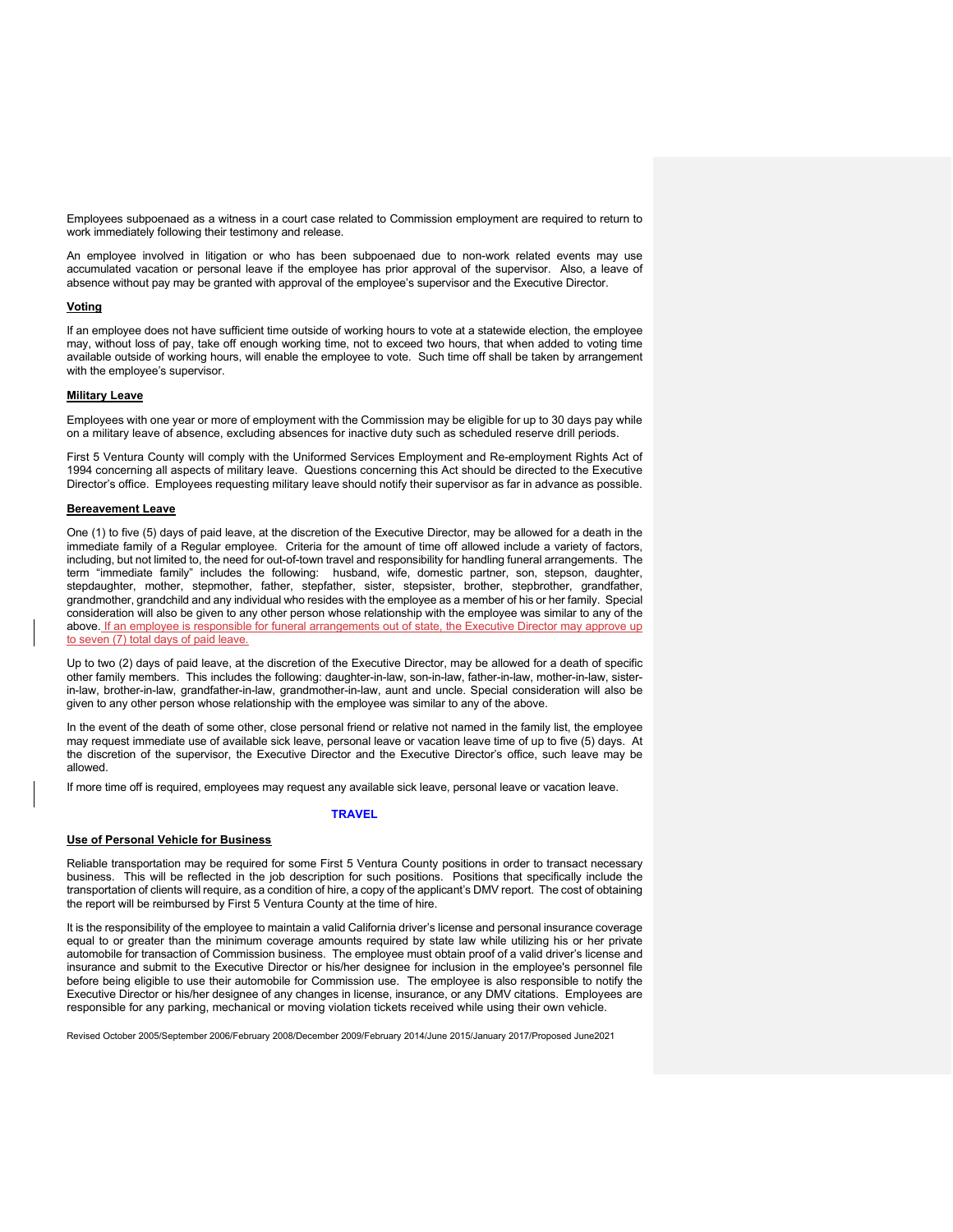Employees subpoenaed as a witness in a court case related to Commission employment are required to return to work immediately following their testimony and release.

An employee involved in litigation or who has been subpoenaed due to non-work related events may use accumulated vacation or personal leave if the employee has prior approval of the supervisor. Also, a leave of absence without pay may be granted with approval of the employee's supervisor and the Executive Director.

**Voting**

If an employee does not have sufficient time outside of working hours to vote at a statewide election, the employee may, without loss of pay, take off enough working time, not to exceed two hours, that when added to voting time available outside of working hours, will enable the employee to vote. Such time off shall be taken by arrangement with the employee's supervisor.

**Military Leave**

Employees with one year or more of employment with the Commission may be eligible for up to 30 days pay while on a military leave of absence, excluding absences for inactive duty such as scheduled reserve drill periods.

First 5 Ventura County will comply with the Uniformed Services Employment and Re-employment Rights Act of 1994 concerning all aspects of military leave. Questions concerning this Act should be directed to the Executive Director's office. Employees requesting military leave should notify their supervisor as far in advance as possible.

**Bereavement Leave**

One (1) to five (5) days of paid leave, at the discretion of the Executive Director, may be allowed for a death in the immediate family of a Regular employee. Criteria for the amount of time off allowed include a variety of factors, including, but not limited to, the need for out-of-town travel and responsibility for handling funeral arrangements. The term "immediate family" includes the following: husband, wife, domestic partner, son, stepson, daughter, stepdaughter, mother, stepmother, father, stepfather, sister, stepsister, brother, stepbrother, grandfather, grandmother, grandchild and any individual who resides with the employee as a member of his or her family. Special consideration will also be given to any other person whose relationship with the employee was similar to any of the above. If an employee is responsible for funeral arrangements out of state, the Executive Director may approve up to seven (7) total days of paid leave.

Up to two (2) days of paid leave, at the discretion of the Executive Director, may be allowed for a death of specific other family members. This includes the following: daughter-in-law, son-in-law, father-in-law, mother-in-law, sister-in-law, brother-in-law, grandfather-in-law, grandmother-in-law, aunt and uncle. Special consideration will also be given to any other person whose relationship with the employee was similar to any of the above.

In the event of the death of some other, close personal friend or relative not named in the family list, the employee may request immediate use of available sick leave, personal leave or vacation leave time of up to five (5) days. At the discretion of the supervisor, the Executive Director and the Executive Director's office, such leave may be allowed.

If more time off is required, employees may request any available sick leave, personal leave or vacation leave.

## TRAVEL

**Use of Personal Vehicle for Business**

Reliable transportation may be required for some First 5 Ventura County positions in order to transact necessary business. This will be reflected in the job description for such positions. Positions that specifically include the transportation of clients will require, as a condition of hire, a copy of the applicant's DMV report. The cost of obtaining the report will be reimbursed by First 5 Ventura County at the time of hire.

It is the responsibility of the employee to maintain a valid California driver's license and personal insurance coverage equal to or greater than the minimum coverage amounts required by state law while utilizing his or her private automobile for transaction of Commission business. The employee must obtain proof of a valid driver's license and insurance and submit to the Executive Director or his/her designee for inclusion in the employee's personnel file before being eligible to use their automobile for Commission use. The employee is also responsible to notify the Executive Director or his/her designee of any changes in license, insurance, or any DMV citations. Employees are responsible for any parking, mechanical or moving violation tickets received while using their own vehicle.

Revised October 2005/September 2006/February 2008/December 2009/February 2014/June 2015/January 2017/Proposed June2021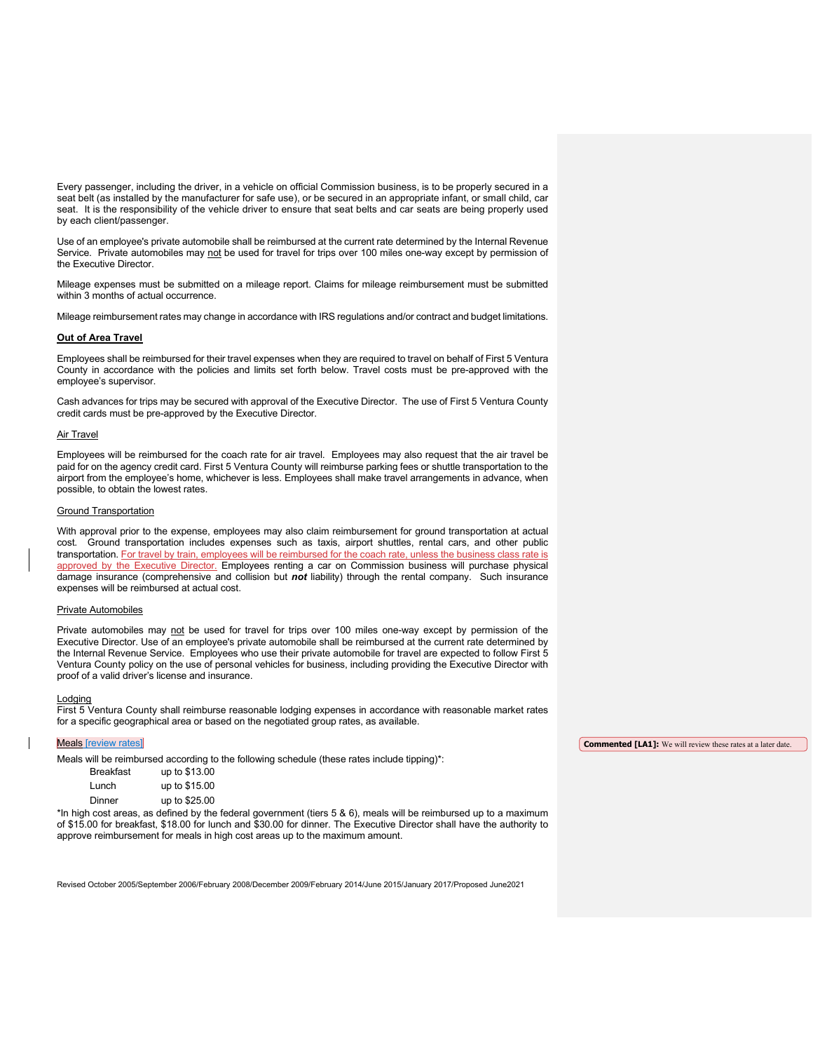Every passenger, including the driver, in a vehicle on official Commission business, is to be properly secured in a seat belt (as installed by the manufacturer for safe use), or be secured in an appropriate infant, or small child, car seat. It is the responsibility of the vehicle driver to ensure that seat belts and car seats are being properly used by each client/passenger.

Use of an employee's private automobile shall be reimbursed at the current rate determined by the Internal Revenue Service. Private automobiles may not be used for travel for trips over 100 miles one-way except by permission of the Executive Director.

Mileage expenses must be submitted on a mileage report. Claims for mileage reimbursement must be submitted within 3 months of actual occurrence.

Mileage reimbursement rates may change in accordance with IRS regulations and/or contract and budget limitations.

**Out of Area Travel**

Employees shall be reimbursed for their travel expenses when they are required to travel on behalf of First 5 Ventura County in accordance with the policies and limits set forth below. Travel costs must be pre-approved with the employee's supervisor.

Cash advances for trips may be secured with approval of the Executive Director. The use of First 5 Ventura County credit cards must be pre-approved by the Executive Director.

Air Travel

Employees will be reimbursed for the coach rate for air travel. Employees may also request that the air travel be paid for on the agency credit card. First 5 Ventura County will reimburse parking fees or shuttle transportation to the airport from the employee's home, whichever is less. Employees shall make travel arrangements in advance, when possible, to obtain the lowest rates.

Ground Transportation

With approval prior to the expense, employees may also claim reimbursement for ground transportation at actual cost. Ground transportation includes expenses such as taxis, airport shuttles, rental cars, and other public transportation. For travel by train, employees will be reimbursed for the coach rate, unless the business class rate is approved by the Executive Director. Employees renting a car on Commission business will purchase physical damage insurance (comprehensive and collision but ***not*** liability) through the rental company. Such insurance expenses will be reimbursed at actual cost.

Private Automobiles

Private automobiles may not be used for travel for trips over 100 miles one-way except by permission of the Executive Director. Use of an employee's private automobile shall be reimbursed at the current rate determined by the Internal Revenue Service. Employees who use their private automobile for travel are expected to follow First 5 Ventura County policy on the use of personal vehicles for business, including providing the Executive Director with proof of a valid driver's license and insurance.

Lodging

First 5 Ventura County shall reimburse reasonable lodging expenses in accordance with reasonable market rates for a specific geographical area or based on the negotiated group rates, as available.

Meals [review rates]

Commented [LA1]: We will review these rates at a later date.

Meals will be reimbursed according to the following schedule (these rates include tipping)*:

| | |
|---|---|
| Breakfast | up to $13.00 |
| Lunch | up to $15.00 |
| Dinner | up to $25.00 |

*In high cost areas, as defined by the federal government (tiers 5 & 6), meals will be reimbursed up to a maximum of $15.00 for breakfast, $18.00 for lunch and $30.00 for dinner. The Executive Director shall have the authority to approve reimbursement for meals in high cost areas up to the maximum amount.

Revised October 2005/September 2006/February 2008/December 2009/February 2014/June 2015/January 2017/Proposed June2021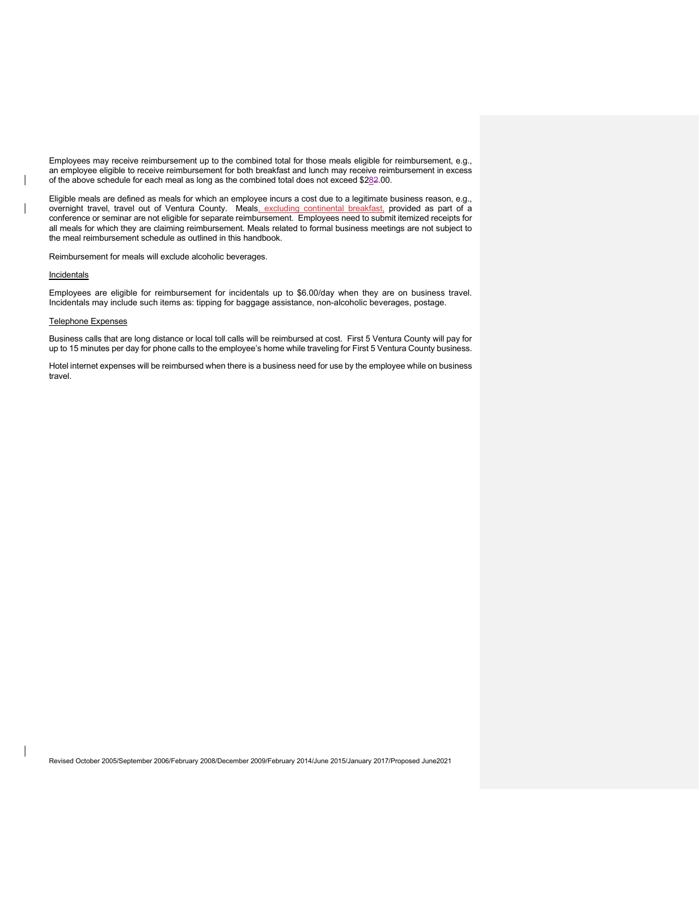Employees may receive reimbursement up to the combined total for those meals eligible for reimbursement, e.g., an employee eligible to receive reimbursement for both breakfast and lunch may receive reimbursement in excess of the above schedule for each meal as long as the combined total does not exceed $282.00.

Eligible meals are defined as meals for which an employee incurs a cost due to a legitimate business reason, e.g., overnight travel, travel out of Ventura County. Meals, excluding continental breakfast, provided as part of a conference or seminar are not eligible for separate reimbursement. Employees need to submit itemized receipts for all meals for which they are claiming reimbursement. Meals related to formal business meetings are not subject to the meal reimbursement schedule as outlined in this handbook.

Reimbursement for meals will exclude alcoholic beverages.

Incidentals

Employees are eligible for reimbursement for incidentals up to $6.00/day when they are on business travel. Incidentals may include such items as: tipping for baggage assistance, non-alcoholic beverages, postage.

Telephone Expenses

Business calls that are long distance or local toll calls will be reimbursed at cost. First 5 Ventura County will pay for up to 15 minutes per day for phone calls to the employee's home while traveling for First 5 Ventura County business.

Hotel internet expenses will be reimbursed when there is a business need for use by the employee while on business travel.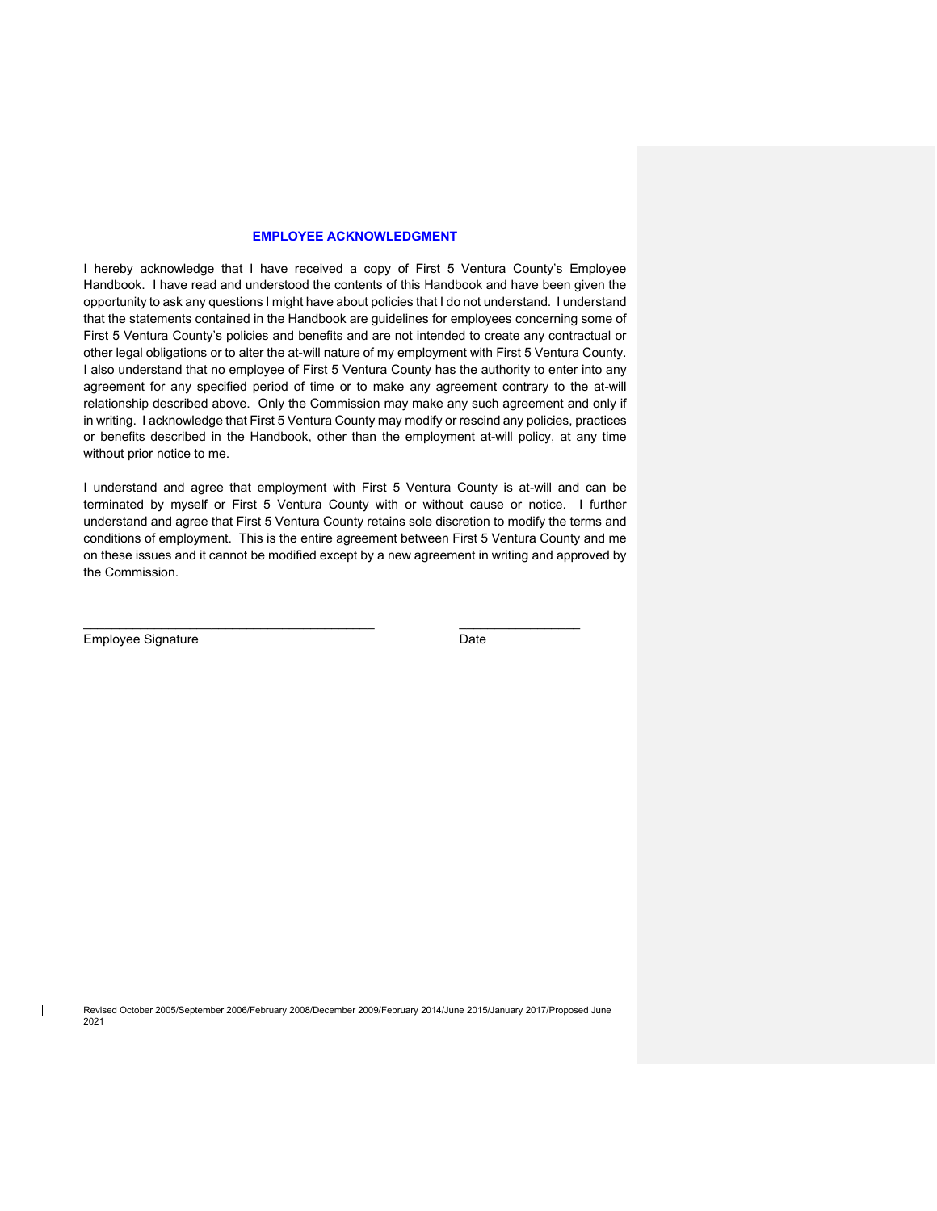## EMPLOYEE ACKNOWLEDGMENT

I hereby acknowledge that I have received a copy of First 5 Ventura County's Employee Handbook. I have read and understood the contents of this Handbook and have been given the opportunity to ask any questions I might have about policies that I do not understand. I understand that the statements contained in the Handbook are guidelines for employees concerning some of First 5 Ventura County's policies and benefits and are not intended to create any contractual or other legal obligations or to alter the at-will nature of my employment with First 5 Ventura County. I also understand that no employee of First 5 Ventura County has the authority to enter into any agreement for any specified period of time or to make any agreement contrary to the at-will relationship described above. Only the Commission may make any such agreement and only if in writing. I acknowledge that First 5 Ventura County may modify or rescind any policies, practices or benefits described in the Handbook, other than the employment at-will policy, at any time without prior notice to me.

I understand and agree that employment with First 5 Ventura County is at-will and can be terminated by myself or First 5 Ventura County with or without cause or notice. I further understand and agree that First 5 Ventura County retains sole discretion to modify the terms and conditions of employment. This is the entire agreement between First 5 Ventura County and me on these issues and it cannot be modified except by a new agreement in writing and approved by the Commission.

________________________________________ &nbsp;&nbsp;&nbsp;&nbsp;&nbsp;&nbsp;&nbsp;&nbsp; _________________

Employee Signature &nbsp;&nbsp;&nbsp;&nbsp;&nbsp;&nbsp;&nbsp;&nbsp;&nbsp;&nbsp;&nbsp;&nbsp;&nbsp;&nbsp;&nbsp;&nbsp;&nbsp;&nbsp;&nbsp;&nbsp;&nbsp;&nbsp;&nbsp;&nbsp;&nbsp;&nbsp;&nbsp;&nbsp;&nbsp;&nbsp;&nbsp;&nbsp; Date

Revised October 2005/September 2006/February 2008/December 2009/February 2014/June 2015/January 2017/Proposed June 2021